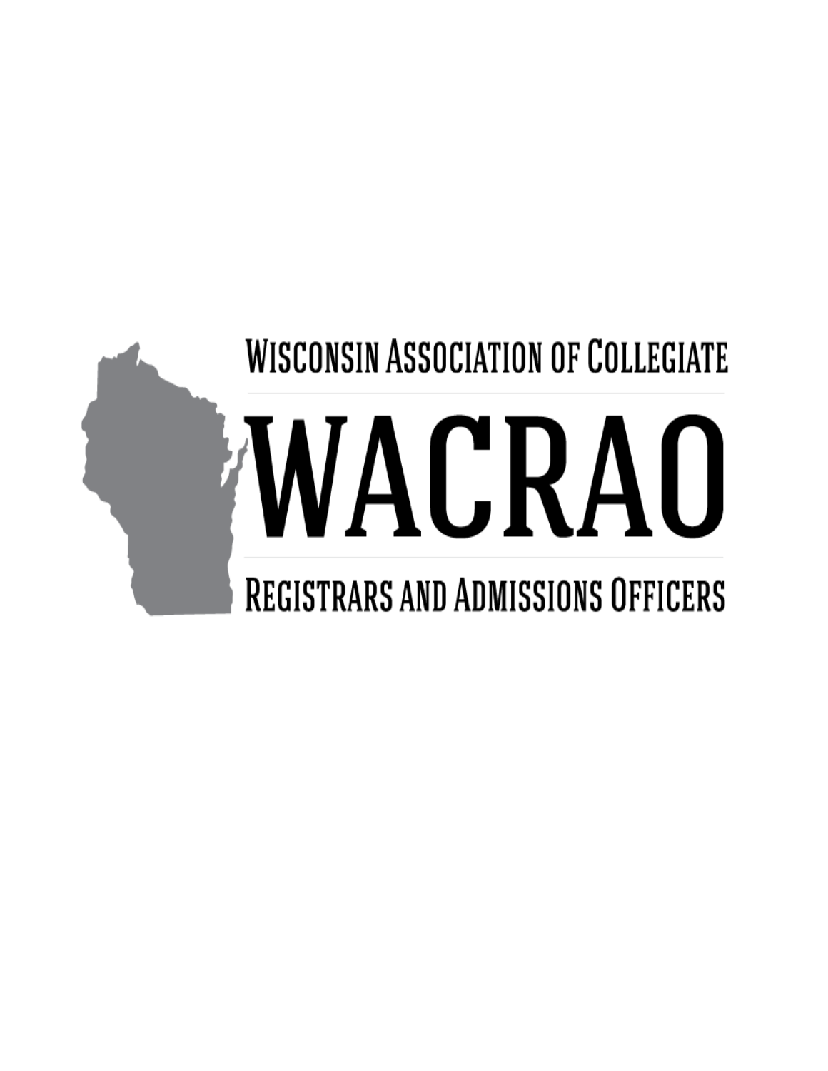Wisconsin Association of Collegiate

# WACRAO

Registrars and Admissions Officers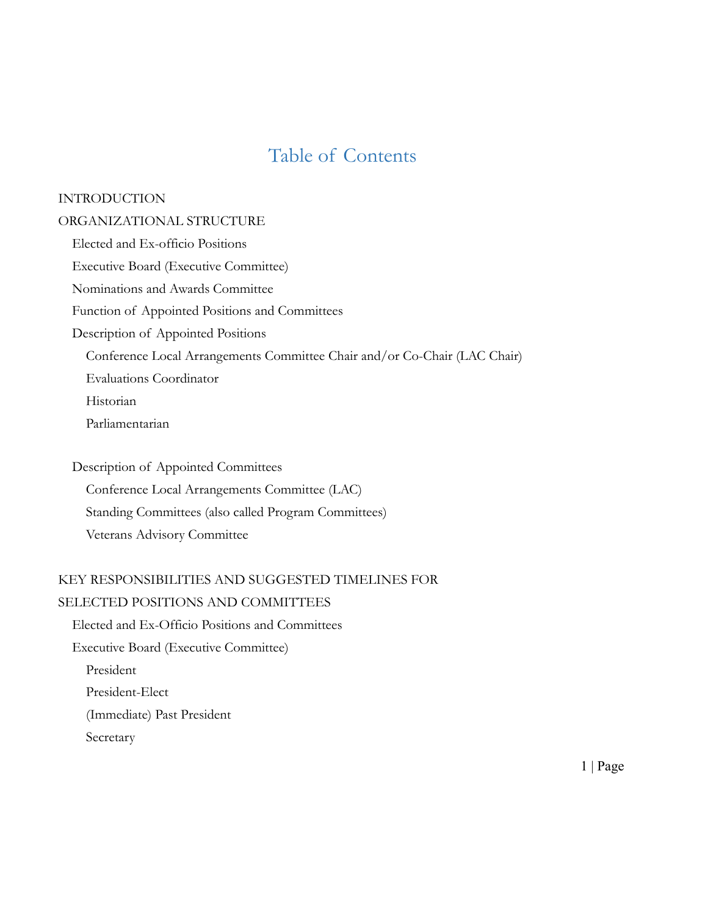# Table of Contents

INTRODUCTION

ORGANIZATIONAL STRUCTURE

- Elected and Ex-officio Positions
- Executive Board (Executive Committee)
- Nominations and Awards Committee
- Function of Appointed Positions and Committees
- Description of Appointed Positions
  - Conference Local Arrangements Committee Chair and/or Co-Chair (LAC Chair)
  - Evaluations Coordinator
  - Historian
  - Parliamentarian
- Description of Appointed Committees
  - Conference Local Arrangements Committee (LAC)
  - Standing Committees (also called Program Committees)
  - Veterans Advisory Committee

KEY RESPONSIBILITIES AND SUGGESTED TIMELINES FOR SELECTED POSITIONS AND COMMITTEES

- Elected and Ex-Officio Positions and Committees
- Executive Board (Executive Committee)
  - President
  - President-Elect
  - (Immediate) Past President
  - Secretary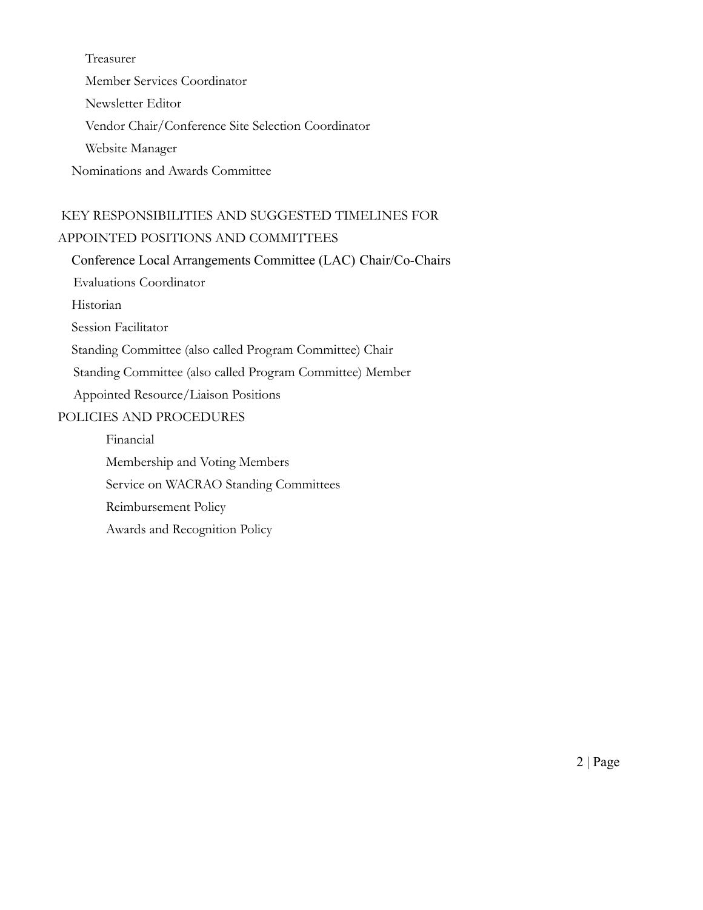Treasurer

Member Services Coordinator

Newsletter Editor

Vendor Chair/Conference Site Selection Coordinator

Website Manager

Nominations and Awards Committee

KEY RESPONSIBILITIES AND SUGGESTED TIMELINES FOR APPOINTED POSITIONS AND COMMITTEES

Conference Local Arrangements Committee (LAC) Chair/Co-Chairs

Evaluations Coordinator

Historian

Session Facilitator

Standing Committee (also called Program Committee) Chair

Standing Committee (also called Program Committee) Member

Appointed Resource/Liaison Positions

POLICIES AND PROCEDURES

Financial

Membership and Voting Members

Service on WACRAO Standing Committees

Reimbursement Policy

Awards and Recognition Policy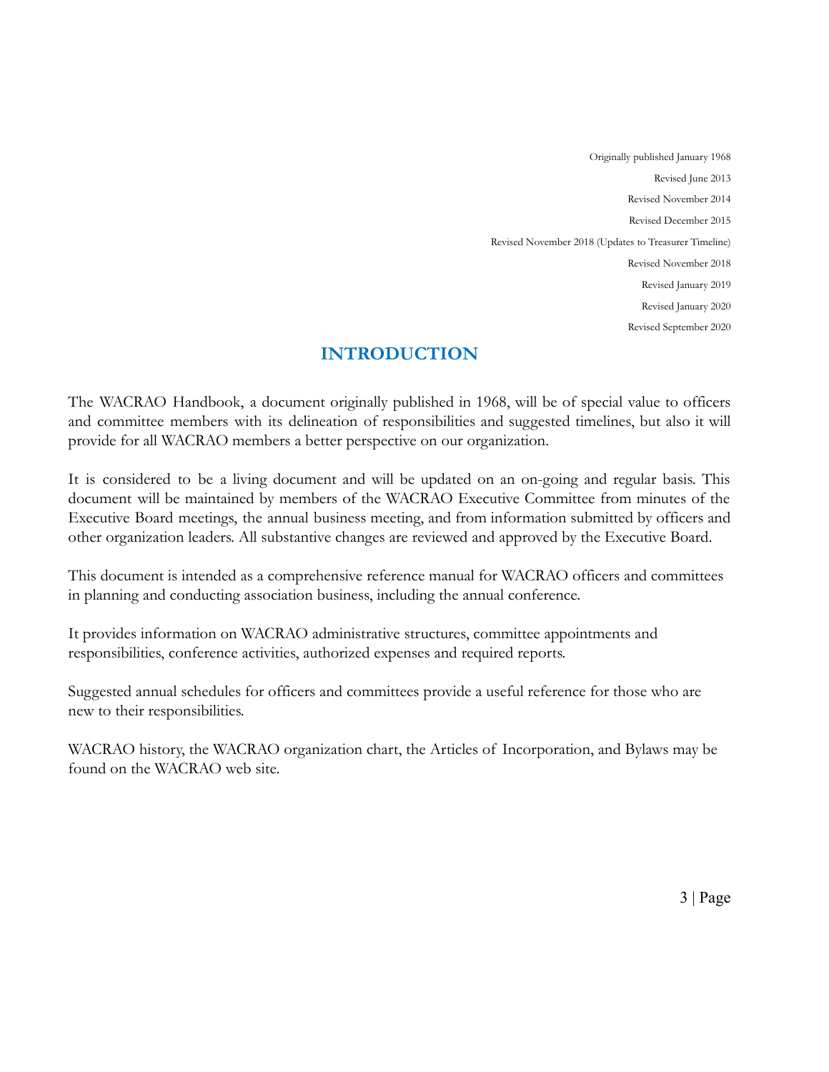Originally published January 1968

Revised June 2013

Revised November 2014

Revised December 2015

Revised November 2018 (Updates to Treasurer Timeline)

Revised November 2018

Revised January 2019

Revised January 2020

Revised September 2020

# INTRODUCTION

The WACRAO Handbook, a document originally published in 1968, will be of special value to officers and committee members with its delineation of responsibilities and suggested timelines, but also it will provide for all WACRAO members a better perspective on our organization.

It is considered to be a living document and will be updated on an on-going and regular basis. This document will be maintained by members of the WACRAO Executive Committee from minutes of the Executive Board meetings, the annual business meeting, and from information submitted by officers and other organization leaders. All substantive changes are reviewed and approved by the Executive Board.

This document is intended as a comprehensive reference manual for WACRAO officers and committees in planning and conducting association business, including the annual conference.

It provides information on WACRAO administrative structures, committee appointments and responsibilities, conference activities, authorized expenses and required reports.

Suggested annual schedules for officers and committees provide a useful reference for those who are new to their responsibilities.

WACRAO history, the WACRAO organization chart, the Articles of Incorporation, and Bylaws may be found on the WACRAO web site.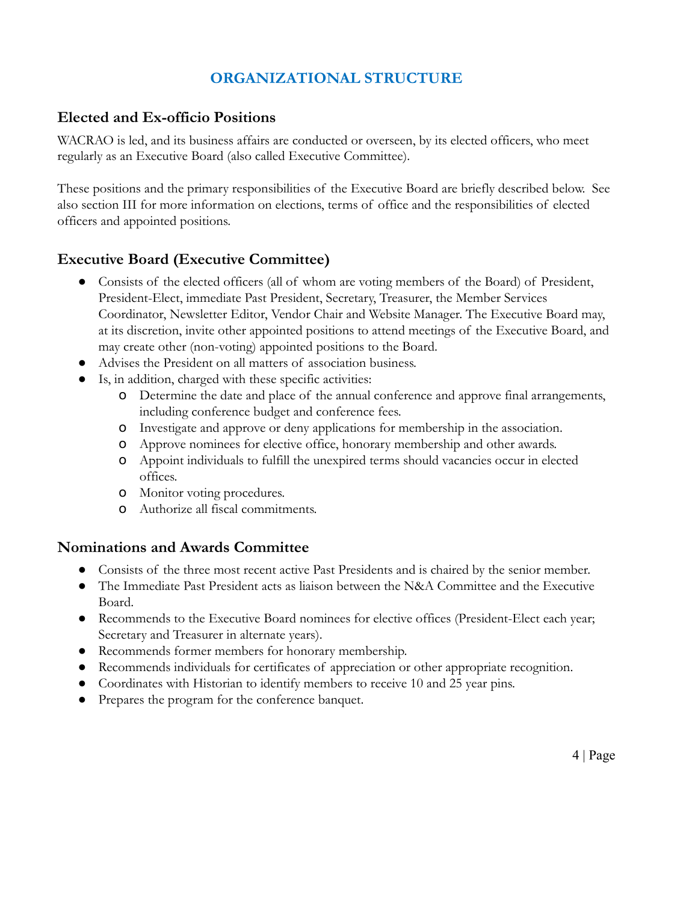# ORGANIZATIONAL STRUCTURE

## Elected and Ex-officio Positions

WACRAO is led, and its business affairs are conducted or overseen, by its elected officers, who meet regularly as an Executive Board (also called Executive Committee).

These positions and the primary responsibilities of the Executive Board are briefly described below. See also section III for more information on elections, terms of office and the responsibilities of elected officers and appointed positions.

## Executive Board (Executive Committee)

- Consists of the elected officers (all of whom are voting members of the Board) of President, President-Elect, immediate Past President, Secretary, Treasurer, the Member Services Coordinator, Newsletter Editor, Vendor Chair and Website Manager. The Executive Board may, at its discretion, invite other appointed positions to attend meetings of the Executive Board, and may create other (non-voting) appointed positions to the Board.
- Advises the President on all matters of association business.
- Is, in addition, charged with these specific activities:
  - Determine the date and place of the annual conference and approve final arrangements, including conference budget and conference fees.
  - Investigate and approve or deny applications for membership in the association.
  - Approve nominees for elective office, honorary membership and other awards.
  - Appoint individuals to fulfill the unexpired terms should vacancies occur in elected offices.
  - Monitor voting procedures.
  - Authorize all fiscal commitments.

## Nominations and Awards Committee

- Consists of the three most recent active Past Presidents and is chaired by the senior member.
- The Immediate Past President acts as liaison between the N&A Committee and the Executive Board.
- Recommends to the Executive Board nominees for elective offices (President-Elect each year; Secretary and Treasurer in alternate years).
- Recommends former members for honorary membership.
- Recommends individuals for certificates of appreciation or other appropriate recognition.
- Coordinates with Historian to identify members to receive 10 and 25 year pins.
- Prepares the program for the conference banquet.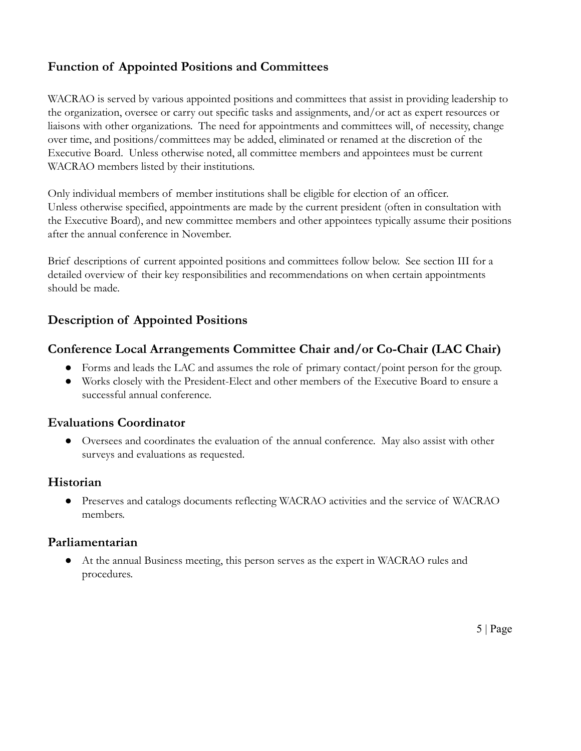## Function of Appointed Positions and Committees

WACRAO is served by various appointed positions and committees that assist in providing leadership to the organization, oversee or carry out specific tasks and assignments, and/or act as expert resources or liaisons with other organizations. The need for appointments and committees will, of necessity, change over time, and positions/committees may be added, eliminated or renamed at the discretion of the Executive Board. Unless otherwise noted, all committee members and appointees must be current WACRAO members listed by their institutions.

Only individual members of member institutions shall be eligible for election of an officer. Unless otherwise specified, appointments are made by the current president (often in consultation with the Executive Board), and new committee members and other appointees typically assume their positions after the annual conference in November.

Brief descriptions of current appointed positions and committees follow below. See section III for a detailed overview of their key responsibilities and recommendations on when certain appointments should be made.

## Description of Appointed Positions

### Conference Local Arrangements Committee Chair and/or Co-Chair (LAC Chair)

- Forms and leads the LAC and assumes the role of primary contact/point person for the group.
- Works closely with the President-Elect and other members of the Executive Board to ensure a successful annual conference.

### Evaluations Coordinator

- Oversees and coordinates the evaluation of the annual conference. May also assist with other surveys and evaluations as requested.

### Historian

- Preserves and catalogs documents reflecting WACRAO activities and the service of WACRAO members.

### Parliamentarian

- At the annual Business meeting, this person serves as the expert in WACRAO rules and procedures.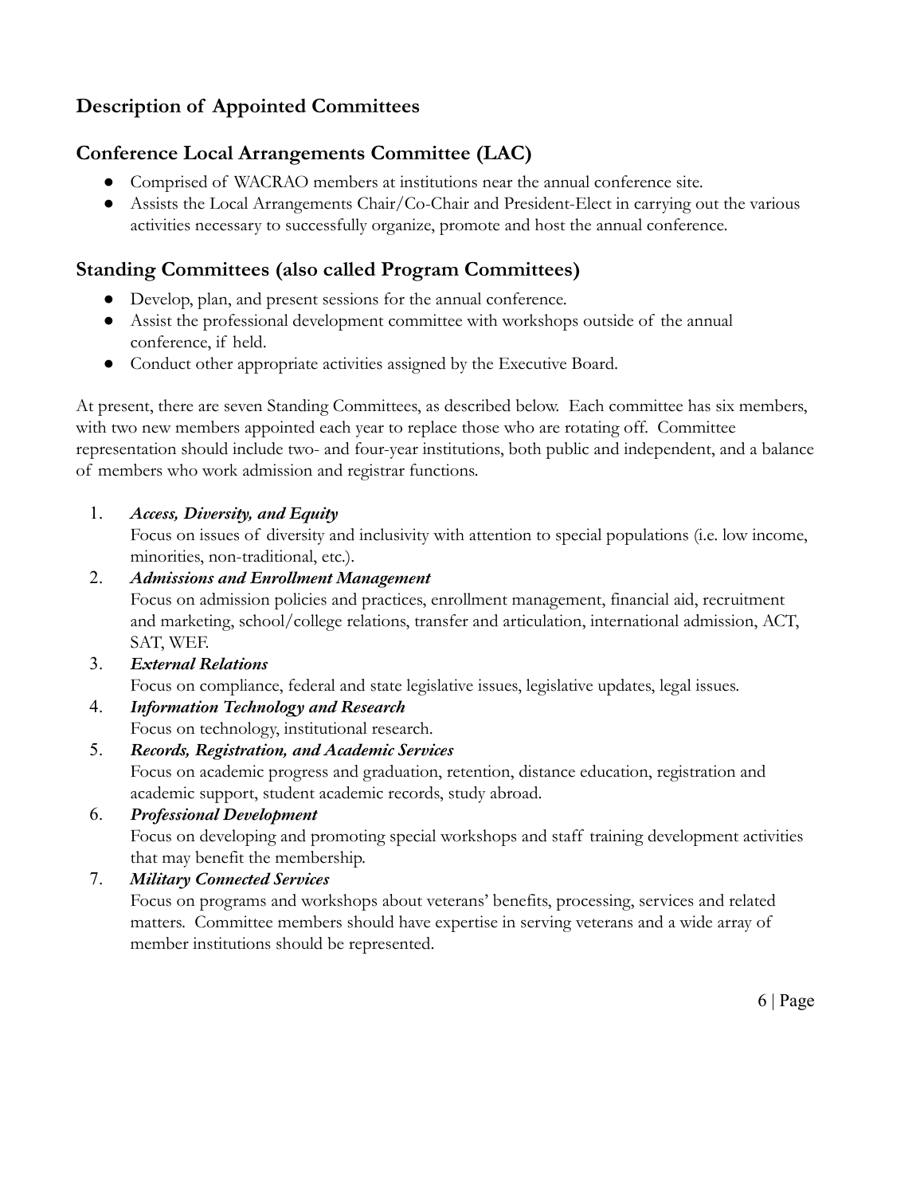## Description of Appointed Committees

### Conference Local Arrangements Committee (LAC)

- Comprised of WACRAO members at institutions near the annual conference site.
- Assists the Local Arrangements Chair/Co-Chair and President-Elect in carrying out the various activities necessary to successfully organize, promote and host the annual conference.

### Standing Committees (also called Program Committees)

- Develop, plan, and present sessions for the annual conference.
- Assist the professional development committee with workshops outside of the annual conference, if held.
- Conduct other appropriate activities assigned by the Executive Board.

At present, there are seven Standing Committees, as described below. Each committee has six members, with two new members appointed each year to replace those who are rotating off. Committee representation should include two- and four-year institutions, both public and independent, and a balance of members who work admission and registrar functions.

1. ***Access, Diversity, and Equity***
   Focus on issues of diversity and inclusivity with attention to special populations (i.e. low income, minorities, non-traditional, etc.).
2. ***Admissions and Enrollment Management***
   Focus on admission policies and practices, enrollment management, financial aid, recruitment and marketing, school/college relations, transfer and articulation, international admission, ACT, SAT, WEF.
3. ***External Relations***
   Focus on compliance, federal and state legislative issues, legislative updates, legal issues.
4. ***Information Technology and Research***
   Focus on technology, institutional research.
5. ***Records, Registration, and Academic Services***
   Focus on academic progress and graduation, retention, distance education, registration and academic support, student academic records, study abroad.
6. ***Professional Development***
   Focus on developing and promoting special workshops and staff training development activities that may benefit the membership.
7. ***Military Connected Services***
   Focus on programs and workshops about veterans' benefits, processing, services and related matters. Committee members should have expertise in serving veterans and a wide array of member institutions should be represented.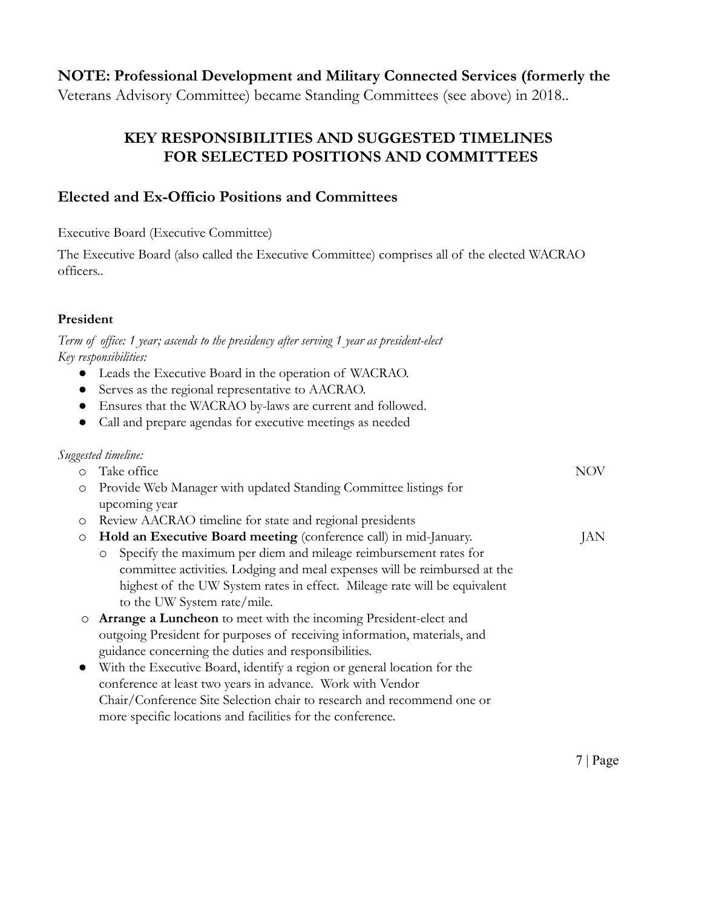**NOTE: Professional Development and Military Connected Services (formerly the** Veterans Advisory Committee) became Standing Committees (see above) in 2018..

## KEY RESPONSIBILITIES AND SUGGESTED TIMELINES FOR SELECTED POSITIONS AND COMMITTEES

### Elected and Ex-Officio Positions and Committees

Executive Board (Executive Committee)

The Executive Board (also called the Executive Committee) comprises all of the elected WACRAO officers..

#### President

*Term of office: 1 year; ascends to the presidency after serving 1 year as president-elect*
*Key responsibilities:*

- Leads the Executive Board in the operation of WACRAO.
- Serves as the regional representative to AACRAO.
- Ensures that the WACRAO by-laws are current and followed.
- Call and prepare agendas for executive meetings as needed

*Suggested timeline:*

- Take office — NOV
- Provide Web Manager with updated Standing Committee listings for upcoming year
- Review AACRAO timeline for state and regional presidents
- **Hold an Executive Board meeting** (conference call) in mid-January. — JAN
  - Specify the maximum per diem and mileage reimbursement rates for committee activities. Lodging and meal expenses will be reimbursed at the highest of the UW System rates in effect. Mileage rate will be equivalent to the UW System rate/mile.
- **Arrange a Luncheon** to meet with the incoming President-elect and outgoing President for purposes of receiving information, materials, and guidance concerning the duties and responsibilities.
- With the Executive Board, identify a region or general location for the conference at least two years in advance. Work with Vendor Chair/Conference Site Selection chair to research and recommend one or more specific locations and facilities for the conference.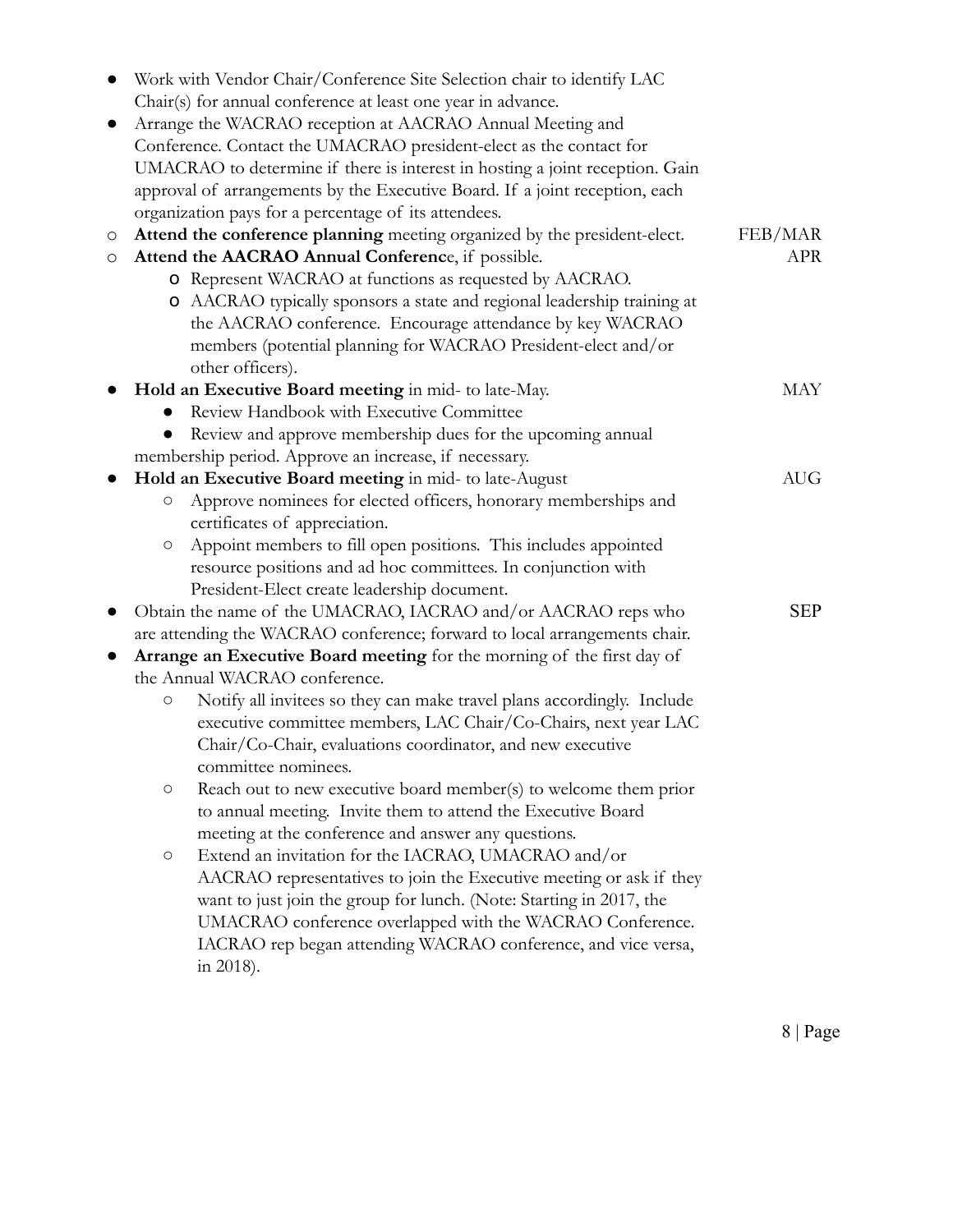- Work with Vendor Chair/Conference Site Selection chair to identify LAC Chair(s) for annual conference at least one year in advance.
- Arrange the WACRAO reception at AACRAO Annual Meeting and Conference. Contact the UMACRAO president-elect as the contact for UMACRAO to determine if there is interest in hosting a joint reception. Gain approval of arrangements by the Executive Board. If a joint reception, each organization pays for a percentage of its attendees.
  - **Attend the conference planning** meeting organized by the president-elect. FEB/MAR
  - **Attend the AACRAO Annual Conferenc**e, if possible. APR
    - Represent WACRAO at functions as requested by AACRAO.
    - AACRAO typically sponsors a state and regional leadership training at the AACRAO conference. Encourage attendance by key WACRAO members (potential planning for WACRAO President-elect and/or other officers).
- **Hold an Executive Board meeting** in mid- to late-May. MAY
  - Review Handbook with Executive Committee
  - Review and approve membership dues for the upcoming annual membership period. Approve an increase, if necessary.
- **Hold an Executive Board meeting** in mid- to late-August AUG
  - Approve nominees for elected officers, honorary memberships and certificates of appreciation.
  - Appoint members to fill open positions. This includes appointed resource positions and ad hoc committees. In conjunction with President-Elect create leadership document.
- Obtain the name of the UMACRAO, IACRAO and/or AACRAO reps who are attending the WACRAO conference; forward to local arrangements chair. SEP
- **Arrange an Executive Board meeting** for the morning of the first day of the Annual WACRAO conference.
  - Notify all invitees so they can make travel plans accordingly. Include executive committee members, LAC Chair/Co-Chairs, next year LAC Chair/Co-Chair, evaluations coordinator, and new executive committee nominees.
  - Reach out to new executive board member(s) to welcome them prior to annual meeting. Invite them to attend the Executive Board meeting at the conference and answer any questions.
  - Extend an invitation for the IACRAO, UMACRAO and/or AACRAO representatives to join the Executive meeting or ask if they want to just join the group for lunch. (Note: Starting in 2017, the UMACRAO conference overlapped with the WACRAO Conference. IACRAO rep began attending WACRAO conference, and vice versa, in 2018).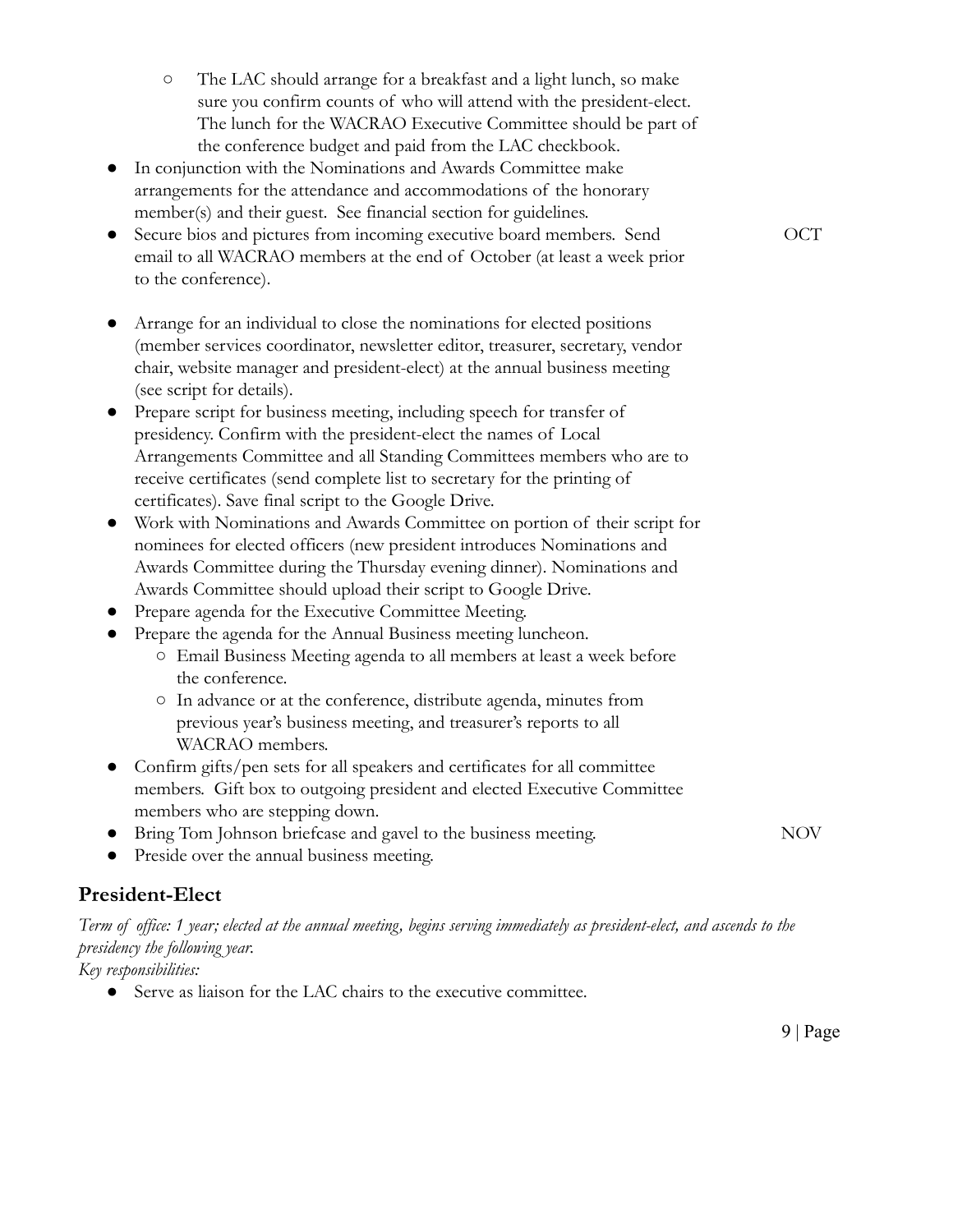- The LAC should arrange for a breakfast and a light lunch, so make sure you confirm counts of who will attend with the president-elect. The lunch for the WACRAO Executive Committee should be part of the conference budget and paid from the LAC checkbook.
- In conjunction with the Nominations and Awards Committee make arrangements for the attendance and accommodations of the honorary member(s) and their guest. See financial section for guidelines.
- Secure bios and pictures from incoming executive board members. Send email to all WACRAO members at the end of October (at least a week prior to the conference). OCT

- Arrange for an individual to close the nominations for elected positions (member services coordinator, newsletter editor, treasurer, secretary, vendor chair, website manager and president-elect) at the annual business meeting (see script for details).
- Prepare script for business meeting, including speech for transfer of presidency. Confirm with the president-elect the names of Local Arrangements Committee and all Standing Committees members who are to receive certificates (send complete list to secretary for the printing of certificates). Save final script to the Google Drive.
- Work with Nominations and Awards Committee on portion of their script for nominees for elected officers (new president introduces Nominations and Awards Committee during the Thursday evening dinner). Nominations and Awards Committee should upload their script to Google Drive.
- Prepare agenda for the Executive Committee Meeting.
- Prepare the agenda for the Annual Business meeting luncheon.
    - Email Business Meeting agenda to all members at least a week before the conference.
    - In advance or at the conference, distribute agenda, minutes from previous year's business meeting, and treasurer's reports to all WACRAO members.
- Confirm gifts/pen sets for all speakers and certificates for all committee members. Gift box to outgoing president and elected Executive Committee members who are stepping down.
- Bring Tom Johnson briefcase and gavel to the business meeting. NOV
- Preside over the annual business meeting.

## President-Elect

*Term of office: 1 year; elected at the annual meeting, begins serving immediately as president-elect, and ascends to the presidency the following year.*

*Key responsibilities:*

- Serve as liaison for the LAC chairs to the executive committee.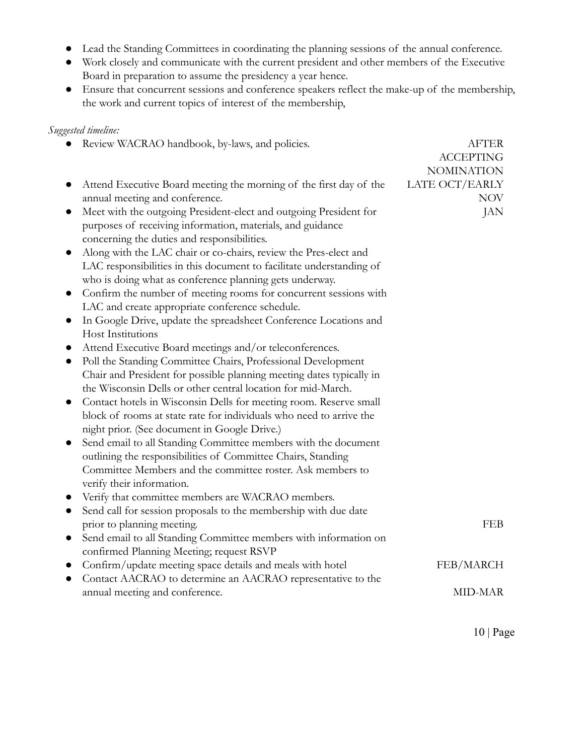- Lead the Standing Committees in coordinating the planning sessions of the annual conference.
- Work closely and communicate with the current president and other members of the Executive Board in preparation to assume the presidency a year hence.
- Ensure that concurrent sessions and conference speakers reflect the make-up of the membership, the work and current topics of interest of the membership,

*Suggested timeline:*

| Task | Timing |
| --- | --- |
| Review WACRAO handbook, by-laws, and policies. | AFTER ACCEPTING NOMINATION |
| Attend Executive Board meeting the morning of the first day of the annual meeting and conference. | LATE OCT/EARLY NOV |
| Meet with the outgoing President-elect and outgoing President for purposes of receiving information, materials, and guidance concerning the duties and responsibilities. | JAN |
| Along with the LAC chair or co-chairs, review the Pres-elect and LAC responsibilities in this document to facilitate understanding of who is doing what as conference planning gets underway. | |
| Confirm the number of meeting rooms for concurrent sessions with LAC and create appropriate conference schedule. | |
| In Google Drive, update the spreadsheet Conference Locations and Host Institutions | |
| Attend Executive Board meetings and/or teleconferences. | |
| Poll the Standing Committee Chairs, Professional Development Chair and President for possible planning meeting dates typically in the Wisconsin Dells or other central location for mid-March. | |
| Contact hotels in Wisconsin Dells for meeting room. Reserve small block of rooms at state rate for individuals who need to arrive the night prior. (See document in Google Drive.) | |
| Send email to all Standing Committee members with the document outlining the responsibilities of Committee Chairs, Standing Committee Members and the committee roster. Ask members to verify their information. | |
| Verify that committee members are WACRAO members. | |
| Send call for session proposals to the membership with due date prior to planning meeting. | FEB |
| Send email to all Standing Committee members with information on confirmed Planning Meeting; request RSVP | |
| Confirm/update meeting space details and meals with hotel | FEB/MARCH |
| Contact AACRAO to determine an AACRAO representative to the annual meeting and conference. | MID-MAR |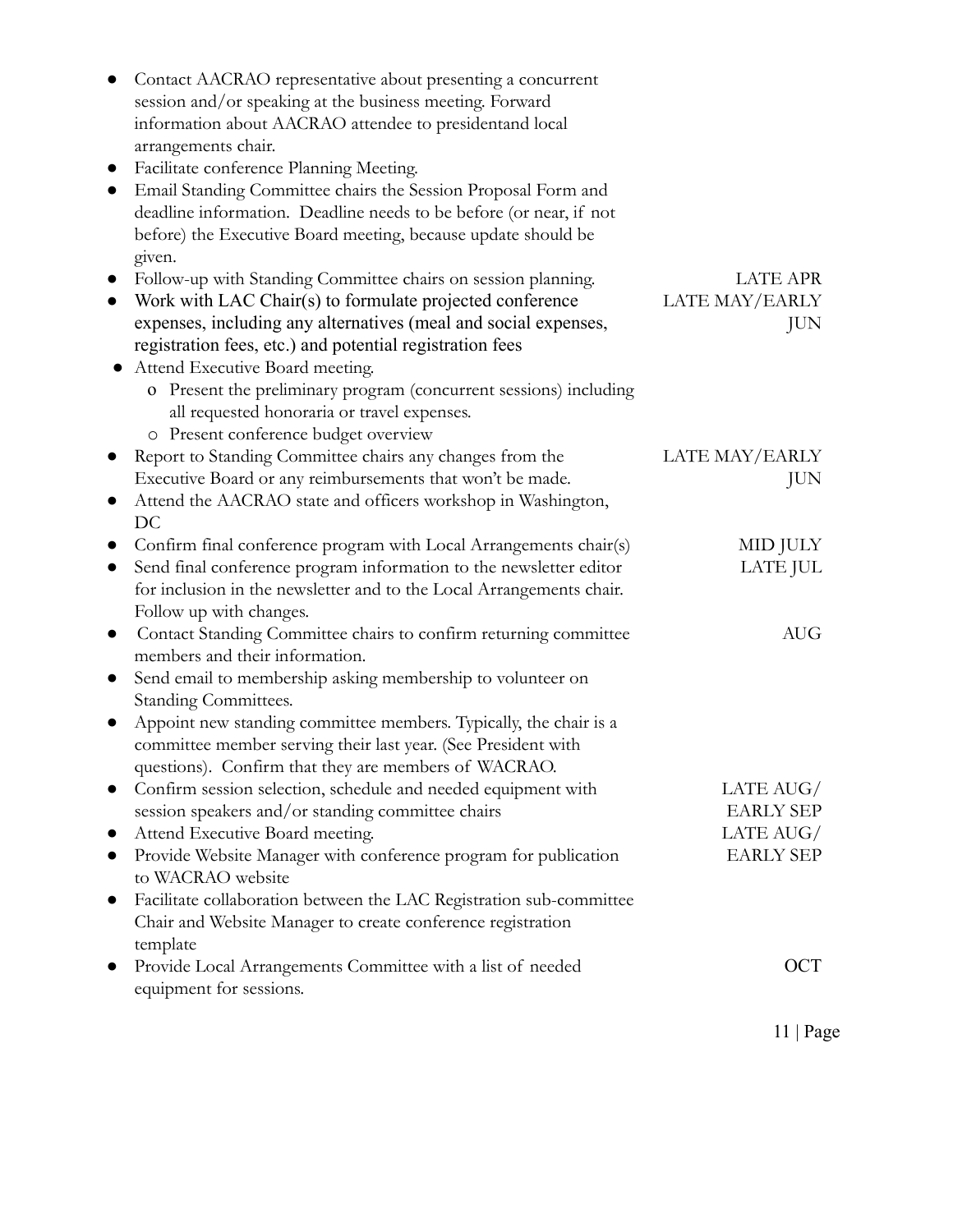- Contact AACRAO representative about presenting a concurrent session and/or speaking at the business meeting. Forward information about AACRAO attendee to presidentand local arrangements chair.
- Facilitate conference Planning Meeting.
- Email Standing Committee chairs the Session Proposal Form and deadline information. Deadline needs to be before (or near, if not before) the Executive Board meeting, because update should be given.
- Follow-up with Standing Committee chairs on session planning. — LATE APR
- Work with LAC Chair(s) to formulate projected conference expenses, including any alternatives (meal and social expenses, registration fees, etc.) and potential registration fees — LATE MAY/EARLY JUN
- Attend Executive Board meeting.
  - Present the preliminary program (concurrent sessions) including all requested honoraria or travel expenses.
  - Present conference budget overview
- Report to Standing Committee chairs any changes from the Executive Board or any reimbursements that won't be made. — LATE MAY/EARLY JUN
- Attend the AACRAO state and officers workshop in Washington, DC
- Confirm final conference program with Local Arrangements chair(s) — MID JULY
- Send final conference program information to the newsletter editor for inclusion in the newsletter and to the Local Arrangements chair. Follow up with changes. — LATE JUL
- Contact Standing Committee chairs to confirm returning committee members and their information. — AUG
- Send email to membership asking membership to volunteer on Standing Committees.
- Appoint new standing committee members. Typically, the chair is a committee member serving their last year. (See President with questions). Confirm that they are members of WACRAO.
- Confirm session selection, schedule and needed equipment with session speakers and/or standing committee chairs — LATE AUG/ EARLY SEP
- Attend Executive Board meeting. — LATE AUG/ EARLY SEP
- Provide Website Manager with conference program for publication to WACRAO website
- Facilitate collaboration between the LAC Registration sub-committee Chair and Website Manager to create conference registration template
- Provide Local Arrangements Committee with a list of needed equipment for sessions. — OCT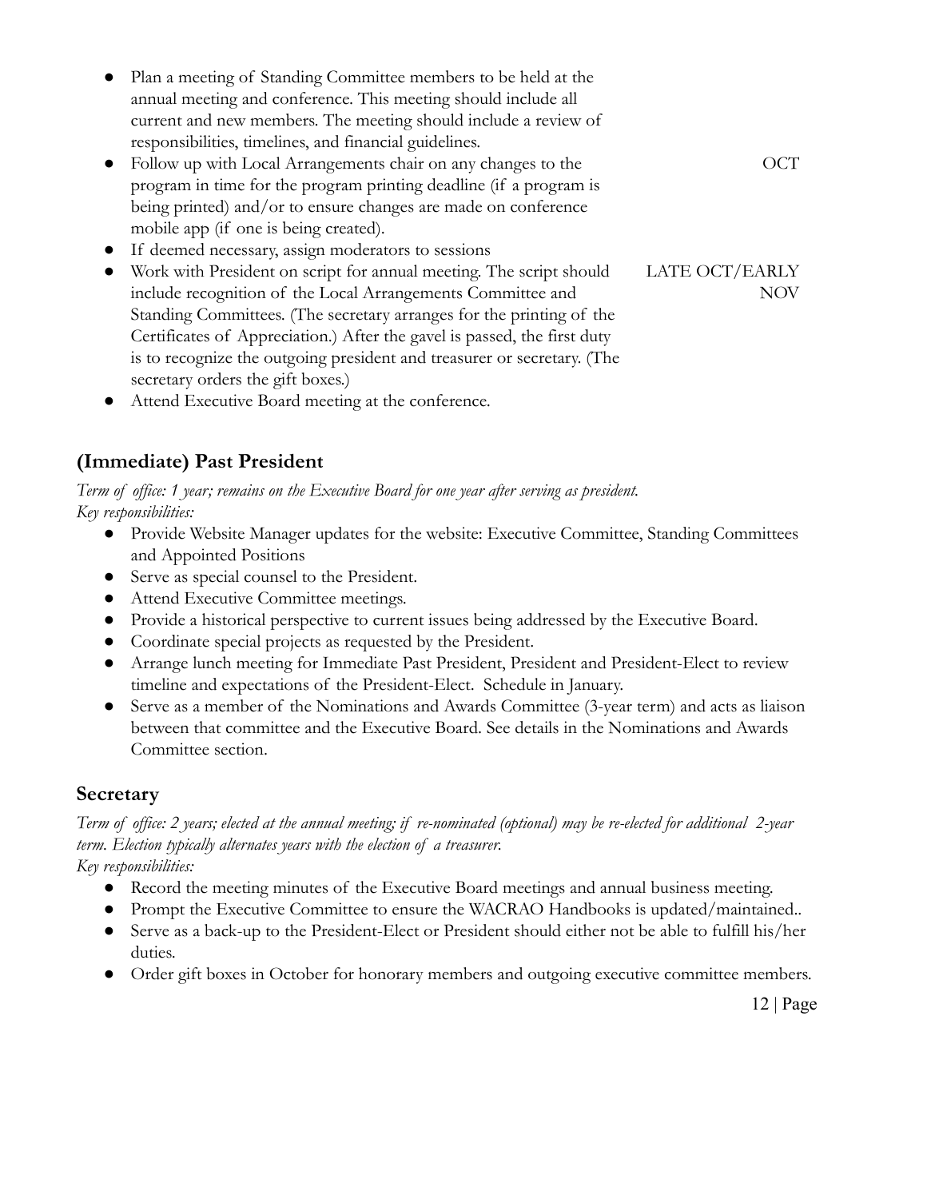- Plan a meeting of Standing Committee members to be held at the annual meeting and conference. This meeting should include all current and new members. The meeting should include a review of responsibilities, timelines, and financial guidelines.
- Follow up with Local Arrangements chair on any changes to the program in time for the program printing deadline (if a program is being printed) and/or to ensure changes are made on conference mobile app (if one is being created). OCT
- If deemed necessary, assign moderators to sessions
- Work with President on script for annual meeting. The script should include recognition of the Local Arrangements Committee and Standing Committees. (The secretary arranges for the printing of the Certificates of Appreciation.) After the gavel is passed, the first duty is to recognize the outgoing president and treasurer or secretary. (The secretary orders the gift boxes.) LATE OCT/EARLY NOV
- Attend Executive Board meeting at the conference.

## (Immediate) Past President

*Term of office: 1 year; remains on the Executive Board for one year after serving as president.*
*Key responsibilities:*

- Provide Website Manager updates for the website: Executive Committee, Standing Committees and Appointed Positions
- Serve as special counsel to the President.
- Attend Executive Committee meetings.
- Provide a historical perspective to current issues being addressed by the Executive Board.
- Coordinate special projects as requested by the President.
- Arrange lunch meeting for Immediate Past President, President and President-Elect to review timeline and expectations of the President-Elect. Schedule in January.
- Serve as a member of the Nominations and Awards Committee (3-year term) and acts as liaison between that committee and the Executive Board. See details in the Nominations and Awards Committee section.

## Secretary

*Term of office: 2 years; elected at the annual meeting; if re-nominated (optional) may be re-elected for additional 2-year term. Election typically alternates years with the election of a treasurer.*
*Key responsibilities:*

- Record the meeting minutes of the Executive Board meetings and annual business meeting.
- Prompt the Executive Committee to ensure the WACRAO Handbooks is updated/maintained..
- Serve as a back-up to the President-Elect or President should either not be able to fulfill his/her duties.
- Order gift boxes in October for honorary members and outgoing executive committee members.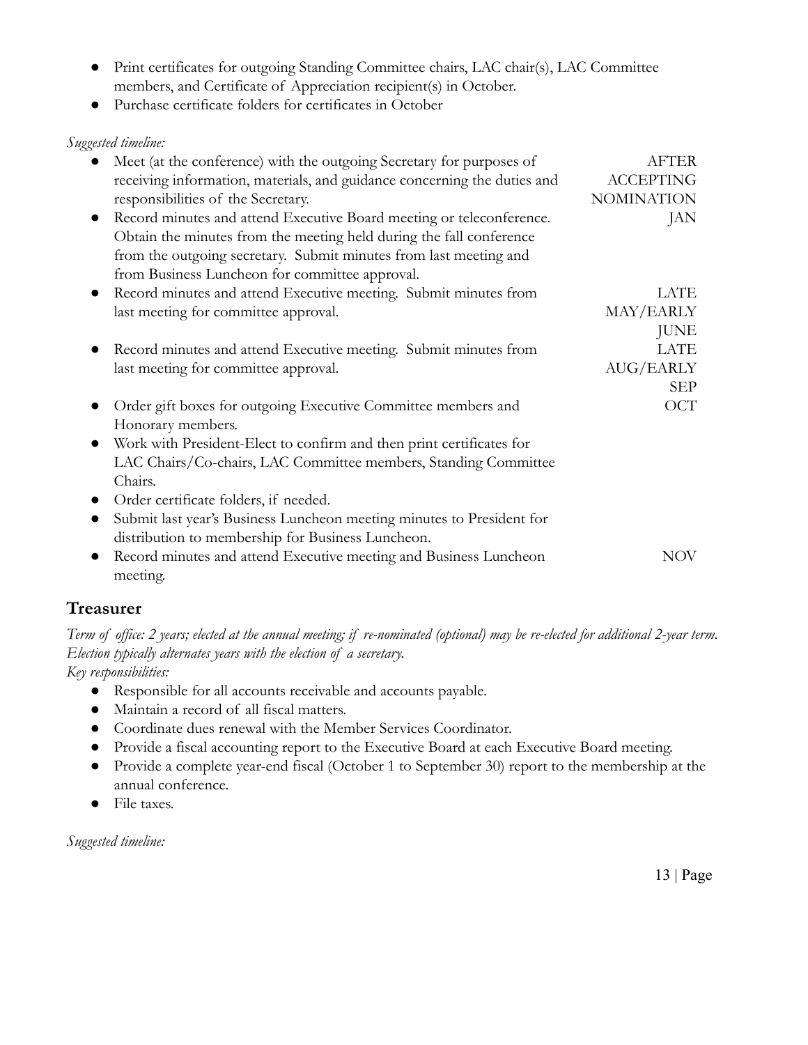- Print certificates for outgoing Standing Committee chairs, LAC chair(s), LAC Committee members, and Certificate of Appreciation recipient(s) in October.
- Purchase certificate folders for certificates in October

*Suggested timeline:*

| Task | Timing |
| --- | --- |
| Meet (at the conference) with the outgoing Secretary for purposes of receiving information, materials, and guidance concerning the duties and responsibilities of the Secretary. | AFTER ACCEPTING NOMINATION |
| Record minutes and attend Executive Board meeting or teleconference. Obtain the minutes from the meeting held during the fall conference from the outgoing secretary. Submit minutes from last meeting and from Business Luncheon for committee approval. | JAN |
| Record minutes and attend Executive meeting. Submit minutes from last meeting for committee approval. | LATE MAY/EARLY JUNE |
| Record minutes and attend Executive meeting. Submit minutes from last meeting for committee approval. | LATE AUG/EARLY SEP |
| Order gift boxes for outgoing Executive Committee members and Honorary members. | OCT |
| Work with President-Elect to confirm and then print certificates for LAC Chairs/Co-chairs, LAC Committee members, Standing Committee Chairs. | |
| Order certificate folders, if needed. | |
| Submit last year's Business Luncheon meeting minutes to President for distribution to membership for Business Luncheon. | |
| Record minutes and attend Executive meeting and Business Luncheon meeting. | NOV |

## Treasurer

*Term of office: 2 years; elected at the annual meeting; if re-nominated (optional) may be re-elected for additional 2-year term. Election typically alternates years with the election of a secretary.*

*Key responsibilities:*

- Responsible for all accounts receivable and accounts payable.
- Maintain a record of all fiscal matters.
- Coordinate dues renewal with the Member Services Coordinator.
- Provide a fiscal accounting report to the Executive Board at each Executive Board meeting.
- Provide a complete year-end fiscal (October 1 to September 30) report to the membership at the annual conference.
- File taxes.

*Suggested timeline:*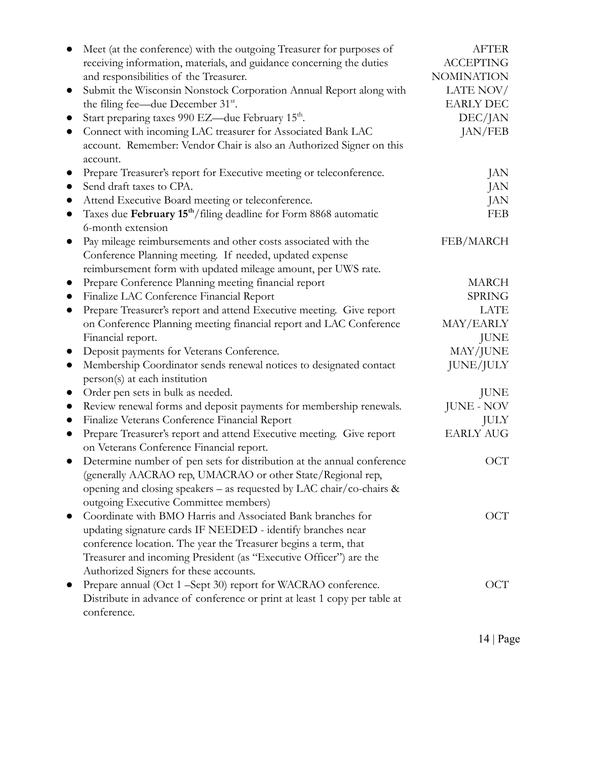| Task | Timing |
| --- | --- |
| Meet (at the conference) with the outgoing Treasurer for purposes of receiving information, materials, and guidance concerning the duties and responsibilities of the Treasurer. | AFTER ACCEPTING NOMINATION |
| Submit the Wisconsin Nonstock Corporation Annual Report along with the filing fee—due December 31st. | LATE NOV/ EARLY DEC |
| Start preparing taxes 990 EZ—due February 15th. | DEC/JAN |
| Connect with incoming LAC treasurer for Associated Bank LAC account. Remember: Vendor Chair is also an Authorized Signer on this account. | JAN/FEB |
| Prepare Treasurer's report for Executive meeting or teleconference. | JAN |
| Send draft taxes to CPA. | JAN |
| Attend Executive Board meeting or teleconference. | JAN |
| Taxes due **February 15th**/filing deadline for Form 8868 automatic 6-month extension | FEB |
| Pay mileage reimbursements and other costs associated with the Conference Planning meeting. If needed, updated expense reimbursement form with updated mileage amount, per UWS rate. | FEB/MARCH |
| Prepare Conference Planning meeting financial report | MARCH |
| Finalize LAC Conference Financial Report | SPRING |
| Prepare Treasurer's report and attend Executive meeting. Give report on Conference Planning meeting financial report and LAC Conference Financial report. | LATE MAY/EARLY JUNE |
| Deposit payments for Veterans Conference. | MAY/JUNE |
| Membership Coordinator sends renewal notices to designated contact person(s) at each institution | JUNE/JULY |
| Order pen sets in bulk as needed. | JUNE |
| Review renewal forms and deposit payments for membership renewals. | JUNE - NOV |
| Finalize Veterans Conference Financial Report | JULY |
| Prepare Treasurer's report and attend Executive meeting. Give report on Veterans Conference Financial report. | EARLY AUG |
| Determine number of pen sets for distribution at the annual conference (generally AACRAO rep, UMACRAO or other State/Regional rep, opening and closing speakers – as requested by LAC chair/co-chairs & outgoing Executive Committee members) | OCT |
| Coordinate with BMO Harris and Associated Bank branches for updating signature cards IF NEEDED - identify branches near conference location. The year the Treasurer begins a term, that Treasurer and incoming President (as "Executive Officer") are the Authorized Signers for these accounts. | OCT |
| Prepare annual (Oct 1 –Sept 30) report for WACRAO conference. Distribute in advance of conference or print at least 1 copy per table at conference. | OCT |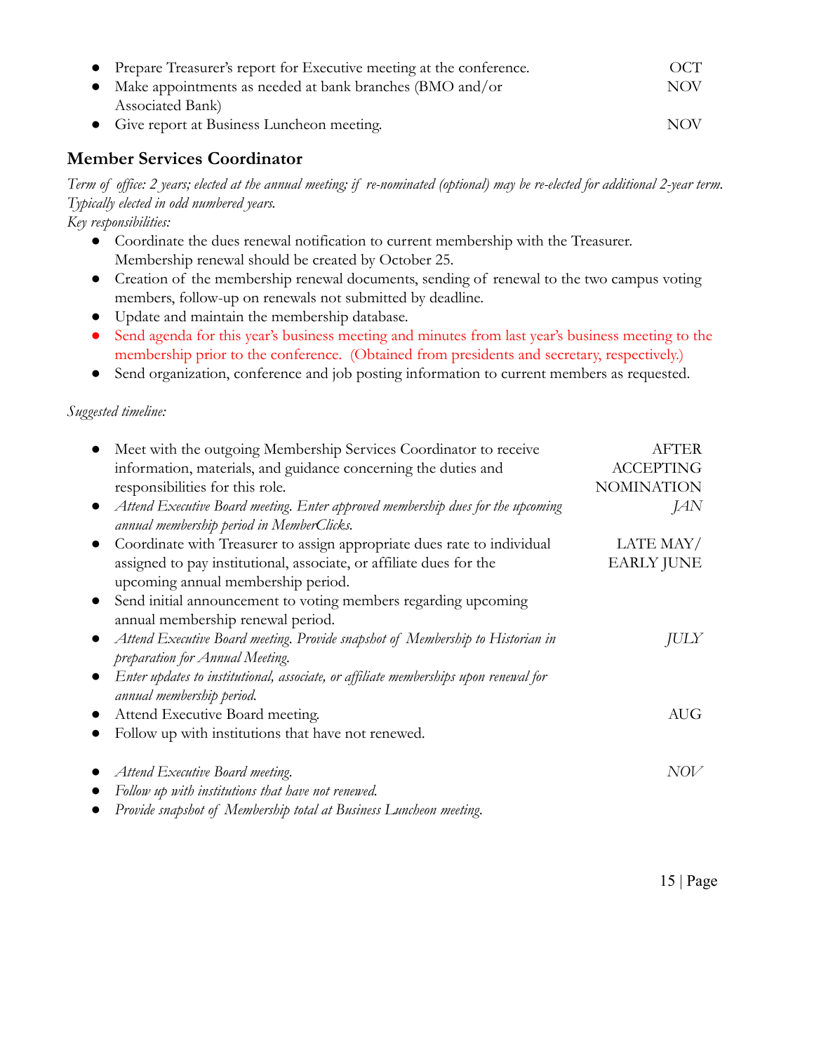- Prepare Treasurer's report for Executive meeting at the conference. OCT
- Make appointments as needed at bank branches (BMO and/or Associated Bank) NOV
- Give report at Business Luncheon meeting. NOV

## Member Services Coordinator

*Term of office: 2 years; elected at the annual meeting; if re-nominated (optional) may be re-elected for additional 2-year term. Typically elected in odd numbered years.*

*Key responsibilities:*

- Coordinate the dues renewal notification to current membership with the Treasurer. Membership renewal should be created by October 25.
- Creation of the membership renewal documents, sending of renewal to the two campus voting members, follow-up on renewals not submitted by deadline.
- Update and maintain the membership database.
- Send agenda for this year's business meeting and minutes from last year's business meeting to the membership prior to the conference. (Obtained from presidents and secretary, respectively.)
- Send organization, conference and job posting information to current members as requested.

*Suggested timeline:*

- Meet with the outgoing Membership Services Coordinator to receive information, materials, and guidance concerning the duties and responsibilities for this role. AFTER ACCEPTING NOMINATION
- *Attend Executive Board meeting. Enter approved membership dues for the upcoming annual membership period in MemberClicks.* *JAN*
- Coordinate with Treasurer to assign appropriate dues rate to individual assigned to pay institutional, associate, or affiliate dues for the upcoming annual membership period. LATE MAY/ EARLY JUNE
- Send initial announcement to voting members regarding upcoming annual membership renewal period.
- *Attend Executive Board meeting. Provide snapshot of Membership to Historian in preparation for Annual Meeting.* *JULY*
- *Enter updates to institutional, associate, or affiliate memberships upon renewal for annual membership period.*
- Attend Executive Board meeting. AUG
- Follow up with institutions that have not renewed.

- *Attend Executive Board meeting.* *NOV*
- *Follow up with institutions that have not renewed.*
- *Provide snapshot of Membership total at Business Luncheon meeting.*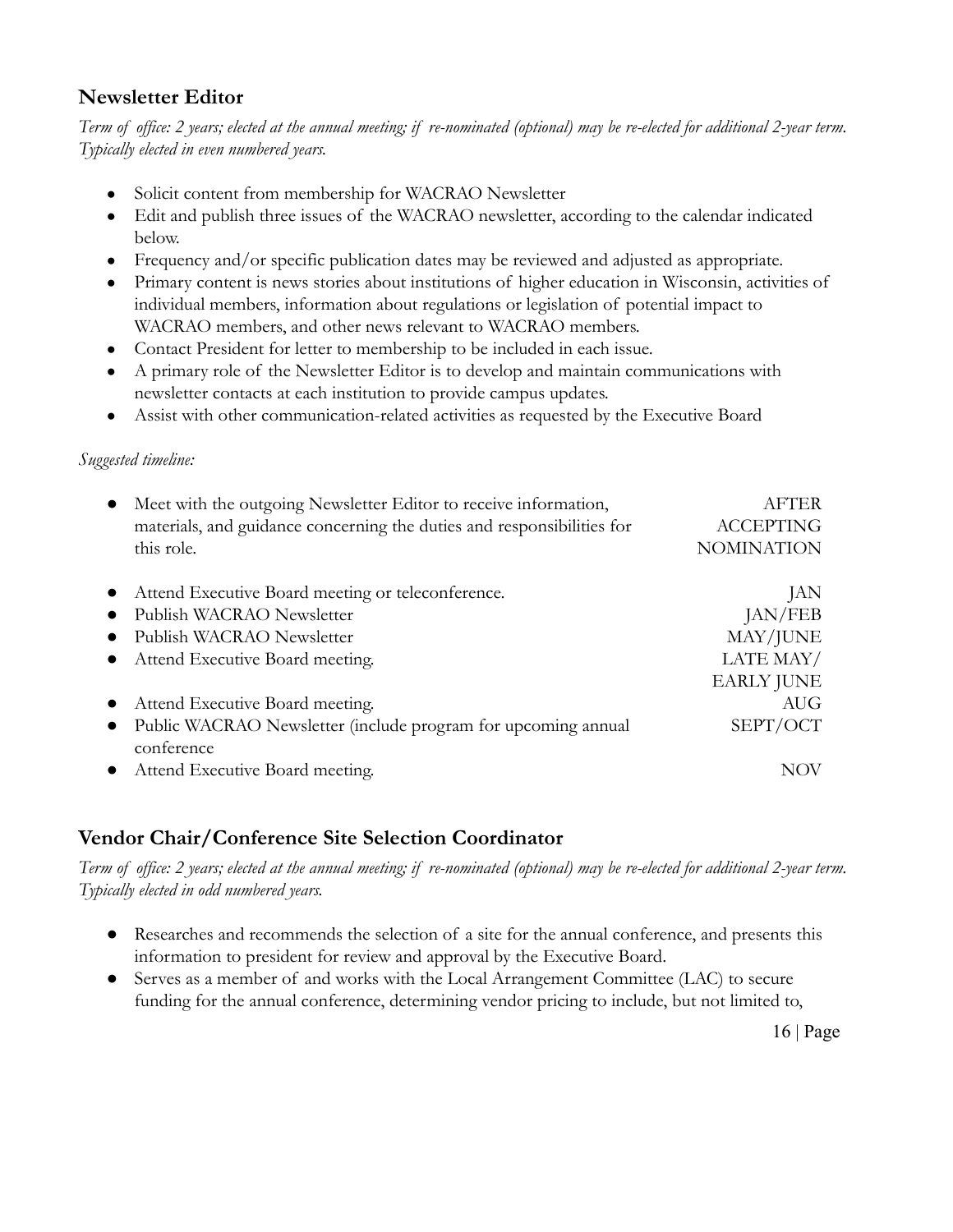## Newsletter Editor

*Term of office: 2 years; elected at the annual meeting; if re-nominated (optional) may be re-elected for additional 2-year term. Typically elected in even numbered years.*

- Solicit content from membership for WACRAO Newsletter
- Edit and publish three issues of the WACRAO newsletter, according to the calendar indicated below.
- Frequency and/or specific publication dates may be reviewed and adjusted as appropriate.
- Primary content is news stories about institutions of higher education in Wisconsin, activities of individual members, information about regulations or legislation of potential impact to WACRAO members, and other news relevant to WACRAO members.
- Contact President for letter to membership to be included in each issue.
- A primary role of the Newsletter Editor is to develop and maintain communications with newsletter contacts at each institution to provide campus updates.
- Assist with other communication-related activities as requested by the Executive Board

*Suggested timeline:*

| Task | Timing |
| --- | --- |
| Meet with the outgoing Newsletter Editor to receive information, materials, and guidance concerning the duties and responsibilities for this role. | AFTER ACCEPTING NOMINATION |
| Attend Executive Board meeting or teleconference. | JAN |
| Publish WACRAO Newsletter | JAN/FEB |
| Publish WACRAO Newsletter | MAY/JUNE |
| Attend Executive Board meeting. | LATE MAY/ EARLY JUNE |
| Attend Executive Board meeting. | AUG |
| Public WACRAO Newsletter (include program for upcoming annual conference | SEPT/OCT |
| Attend Executive Board meeting. | NOV |

## Vendor Chair/Conference Site Selection Coordinator

*Term of office: 2 years; elected at the annual meeting; if re-nominated (optional) may be re-elected for additional 2-year term. Typically elected in odd numbered years.*

- Researches and recommends the selection of a site for the annual conference, and presents this information to president for review and approval by the Executive Board.
- Serves as a member of and works with the Local Arrangement Committee (LAC) to secure funding for the annual conference, determining vendor pricing to include, but not limited to,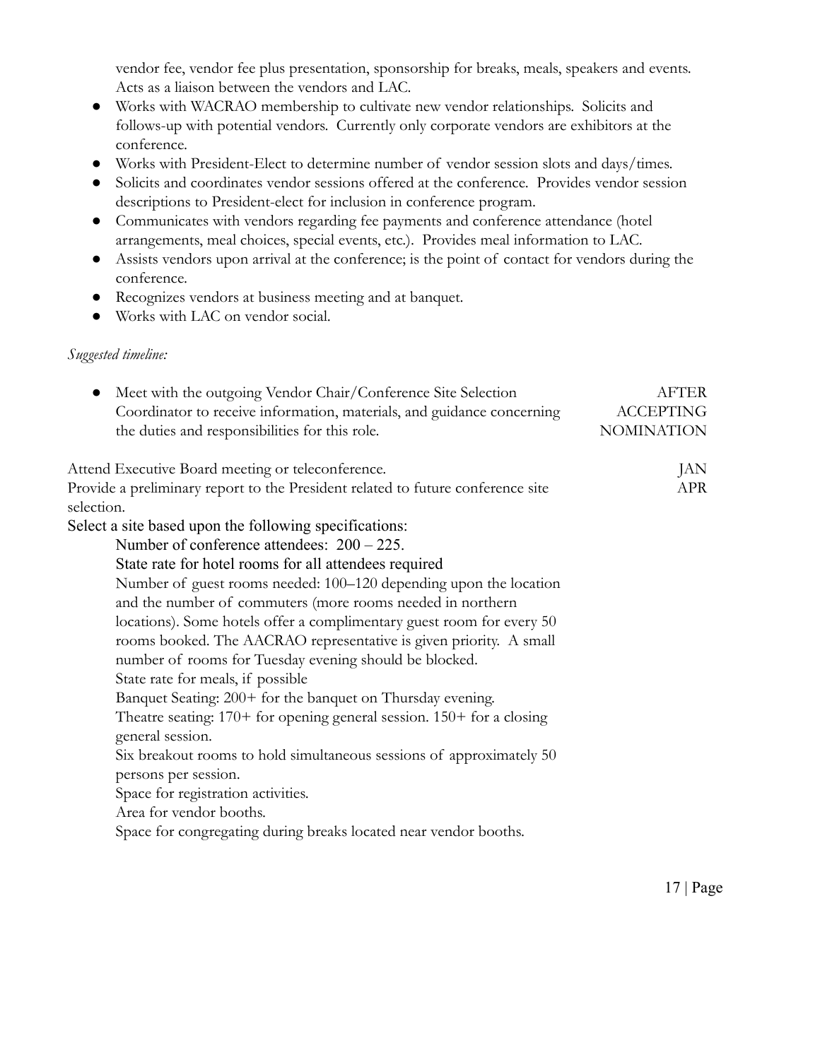vendor fee, vendor fee plus presentation, sponsorship for breaks, meals, speakers and events. Acts as a liaison between the vendors and LAC.

- Works with WACRAO membership to cultivate new vendor relationships. Solicits and follows-up with potential vendors. Currently only corporate vendors are exhibitors at the conference.
- Works with President-Elect to determine number of vendor session slots and days/times.
- Solicits and coordinates vendor sessions offered at the conference. Provides vendor session descriptions to President-elect for inclusion in conference program.
- Communicates with vendors regarding fee payments and conference attendance (hotel arrangements, meal choices, special events, etc.). Provides meal information to LAC.
- Assists vendors upon arrival at the conference; is the point of contact for vendors during the conference.
- Recognizes vendors at business meeting and at banquet.
- Works with LAC on vendor social.

*Suggested timeline:*

| Task | Timing |
| --- | --- |
| • Meet with the outgoing Vendor Chair/Conference Site Selection Coordinator to receive information, materials, and guidance concerning the duties and responsibilities for this role. | AFTER ACCEPTING NOMINATION |
| Attend Executive Board meeting or teleconference. | JAN |
| Provide a preliminary report to the President related to future conference site selection. | APR |

Select a site based upon the following specifications:

Number of conference attendees: 200 – 225.

State rate for hotel rooms for all attendees required

Number of guest rooms needed: 100–120 depending upon the location and the number of commuters (more rooms needed in northern locations). Some hotels offer a complimentary guest room for every 50 rooms booked. The AACRAO representative is given priority. A small number of rooms for Tuesday evening should be blocked.

State rate for meals, if possible

Banquet Seating: 200+ for the banquet on Thursday evening.

Theatre seating: 170+ for opening general session. 150+ for a closing general session.

Six breakout rooms to hold simultaneous sessions of approximately 50 persons per session.

Space for registration activities.

Area for vendor booths.

Space for congregating during breaks located near vendor booths.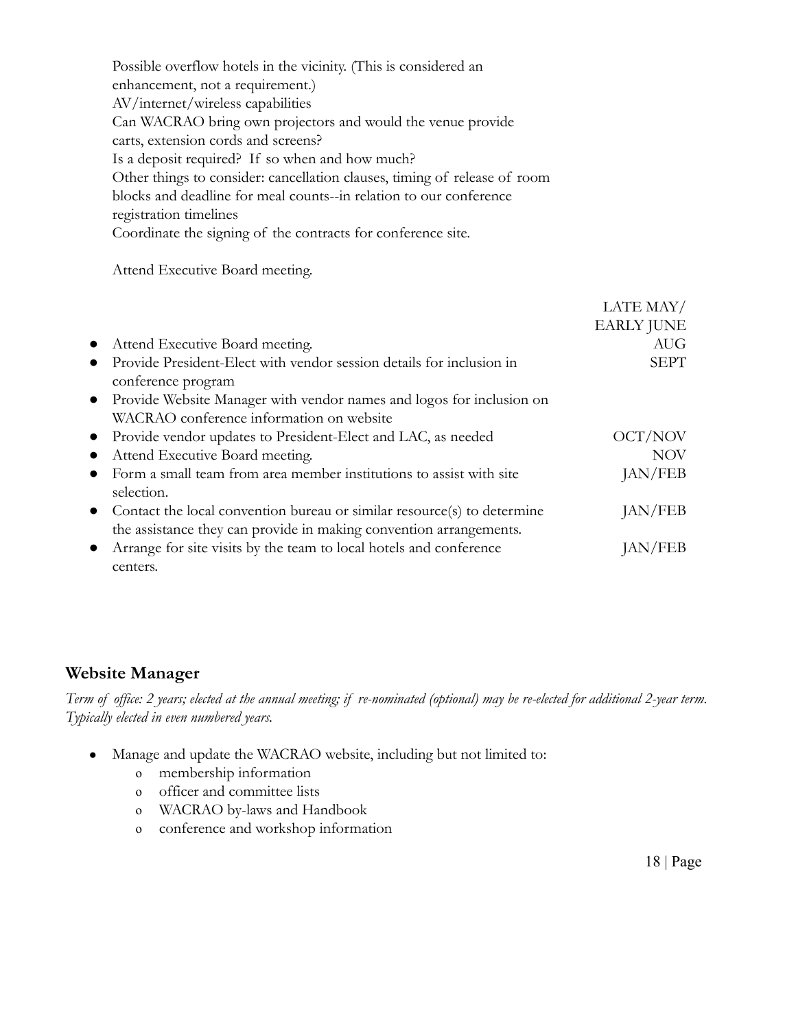Possible overflow hotels in the vicinity. (This is considered an enhancement, not a requirement.)
AV/internet/wireless capabilities
Can WACRAO bring own projectors and would the venue provide carts, extension cords and screens?
Is a deposit required? If so when and how much?
Other things to consider: cancellation clauses, timing of release of room blocks and deadline for meal counts--in relation to our conference registration timelines
Coordinate the signing of the contracts for conference site.

Attend Executive Board meeting. LATE MAY/ EARLY JUNE

- Attend Executive Board meeting. AUG
- Provide President-Elect with vendor session details for inclusion in conference program SEPT
- Provide Website Manager with vendor names and logos for inclusion on WACRAO conference information on website
- Provide vendor updates to President-Elect and LAC, as needed OCT/NOV
- Attend Executive Board meeting. NOV
- Form a small team from area member institutions to assist with site selection. JAN/FEB
- Contact the local convention bureau or similar resource(s) to determine the assistance they can provide in making convention arrangements. JAN/FEB
- Arrange for site visits by the team to local hotels and conference centers. JAN/FEB

## Website Manager

*Term of office: 2 years; elected at the annual meeting; if re-nominated (optional) may be re-elected for additional 2-year term. Typically elected in even numbered years.*

- Manage and update the WACRAO website, including but not limited to:
  - membership information
  - officer and committee lists
  - WACRAO by-laws and Handbook
  - conference and workshop information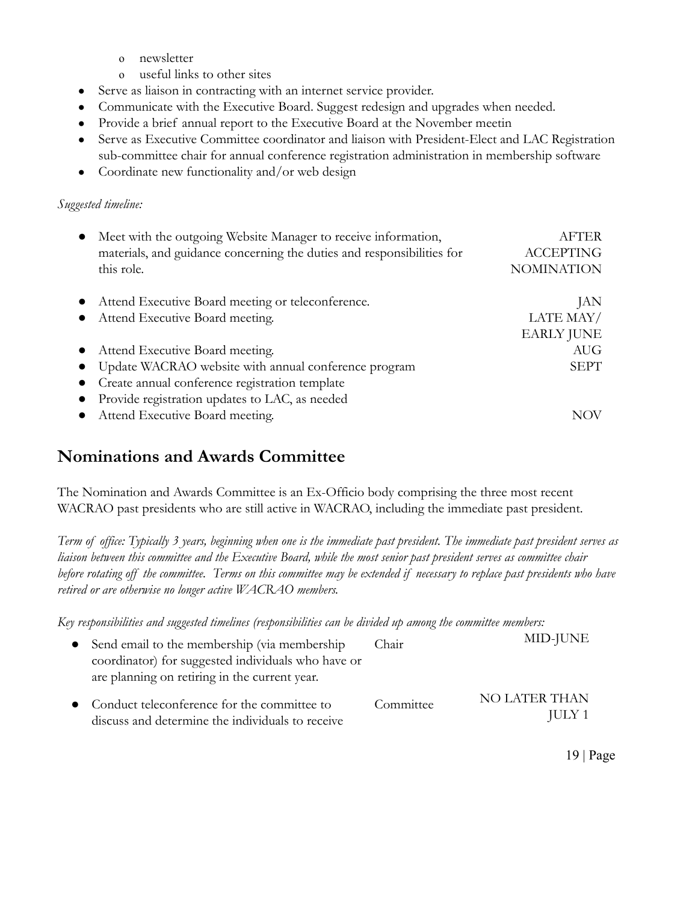- newsletter
  - useful links to other sites
- Serve as liaison in contracting with an internet service provider.
- Communicate with the Executive Board. Suggest redesign and upgrades when needed.
- Provide a brief annual report to the Executive Board at the November meetin
- Serve as Executive Committee coordinator and liaison with President-Elect and LAC Registration sub-committee chair for annual conference registration administration in membership software
- Coordinate new functionality and/or web design

*Suggested timeline:*

| | |
|---|---|
| • Meet with the outgoing Website Manager to receive information, materials, and guidance concerning the duties and responsibilities for this role. | AFTER ACCEPTING NOMINATION |
| • Attend Executive Board meeting or teleconference. | JAN |
| • Attend Executive Board meeting. | LATE MAY/ EARLY JUNE |
| • Attend Executive Board meeting. | AUG |
| • Update WACRAO website with annual conference program | SEPT |
| • Create annual conference registration template | |
| • Provide registration updates to LAC, as needed | |
| • Attend Executive Board meeting. | NOV |

## Nominations and Awards Committee

The Nomination and Awards Committee is an Ex-Officio body comprising the three most recent WACRAO past presidents who are still active in WACRAO, including the immediate past president.

*Term of office: Typically 3 years, beginning when one is the immediate past president. The immediate past president serves as liaison between this committee and the Executive Board, while the most senior past president serves as committee chair before rotating off the committee. Terms on this committee may be extended if necessary to replace past presidents who have retired or are otherwise no longer active WACRAO members.*

*Key responsibilities and suggested timelines (responsibilities can be divided up among the committee members:*

| | | |
|---|---|---|
| • Send email to the membership (via membership coordinator) for suggested individuals who have or are planning on retiring in the current year. | Chair | MID-JUNE |
| • Conduct teleconference for the committee to discuss and determine the individuals to receive | Committee | NO LATER THAN JULY 1 |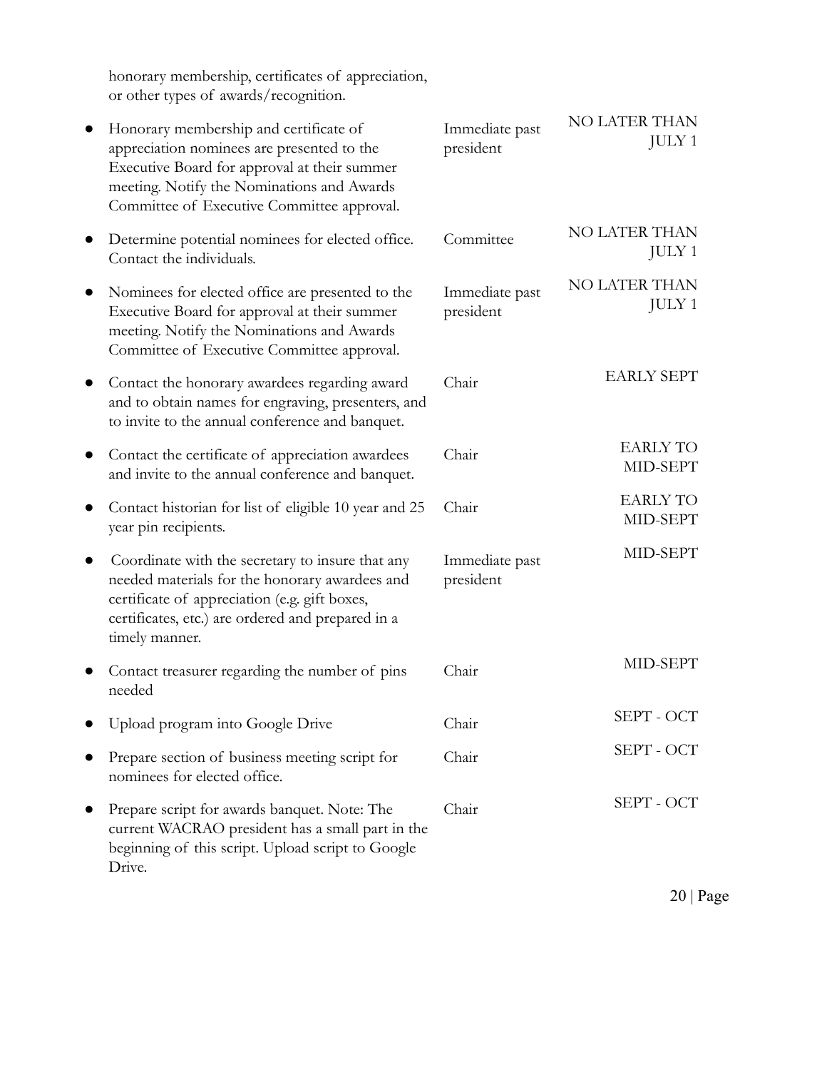honorary membership, certificates of appreciation, or other types of awards/recognition.

| | | |
|---|---|---|
| • Honorary membership and certificate of appreciation nominees are presented to the Executive Board for approval at their summer meeting. Notify the Nominations and Awards Committee of Executive Committee approval. | Immediate past president | NO LATER THAN JULY 1 |
| • Determine potential nominees for elected office. Contact the individuals. | Committee | NO LATER THAN JULY 1 |
| • Nominees for elected office are presented to the Executive Board for approval at their summer meeting. Notify the Nominations and Awards Committee of Executive Committee approval. | Immediate past president | NO LATER THAN JULY 1 |
| • Contact the honorary awardees regarding award and to obtain names for engraving, presenters, and to invite to the annual conference and banquet. | Chair | EARLY SEPT |
| • Contact the certificate of appreciation awardees and invite to the annual conference and banquet. | Chair | EARLY TO MID-SEPT |
| • Contact historian for list of eligible 10 year and 25 year pin recipients. | Chair | EARLY TO MID-SEPT |
| • Coordinate with the secretary to insure that any needed materials for the honorary awardees and certificate of appreciation (e.g. gift boxes, certificates, etc.) are ordered and prepared in a timely manner. | Immediate past president | MID-SEPT |
| • Contact treasurer regarding the number of pins needed | Chair | MID-SEPT |
| • Upload program into Google Drive | Chair | SEPT - OCT |
| • Prepare section of business meeting script for nominees for elected office. | Chair | SEPT - OCT |
| • Prepare script for awards banquet. Note: The current WACRAO president has a small part in the beginning of this script. Upload script to Google Drive. | Chair | SEPT - OCT |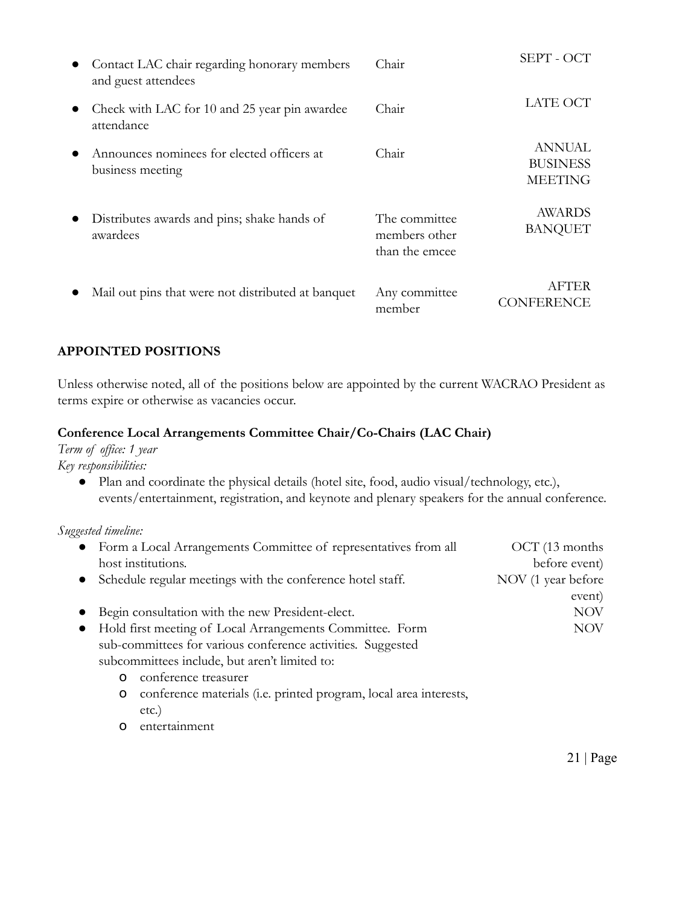| Task | Responsible | Timing |
|---|---|---|
| • Contact LAC chair regarding honorary members and guest attendees | Chair | SEPT - OCT |
| • Check with LAC for 10 and 25 year pin awardee attendance | Chair | LATE OCT |
| • Announces nominees for elected officers at business meeting | Chair | ANNUAL BUSINESS MEETING |
| • Distributes awards and pins; shake hands of awardees | The committee members other than the emcee | AWARDS BANQUET |
| • Mail out pins that were not distributed at banquet | Any committee member | AFTER CONFERENCE |

## APPOINTED POSITIONS

Unless otherwise noted, all of the positions below are appointed by the current WACRAO President as terms expire or otherwise as vacancies occur.

### Conference Local Arrangements Committee Chair/Co-Chairs (LAC Chair)

*Term of office: 1 year*

*Key responsibilities:*

- Plan and coordinate the physical details (hotel site, food, audio visual/technology, etc.), events/entertainment, registration, and keynote and plenary speakers for the annual conference.

*Suggested timeline:*

| Task | Timing |
|---|---|
| • Form a Local Arrangements Committee of representatives from all host institutions. | OCT (13 months before event) |
| • Schedule regular meetings with the conference hotel staff. | NOV (1 year before event) |
| • Begin consultation with the new President-elect. | NOV |
| • Hold first meeting of Local Arrangements Committee. Form sub-committees for various conference activities. Suggested subcommittees include, but aren't limited to:<br>o conference treasurer<br>o conference materials (i.e. printed program, local area interests, etc.)<br>o entertainment | NOV |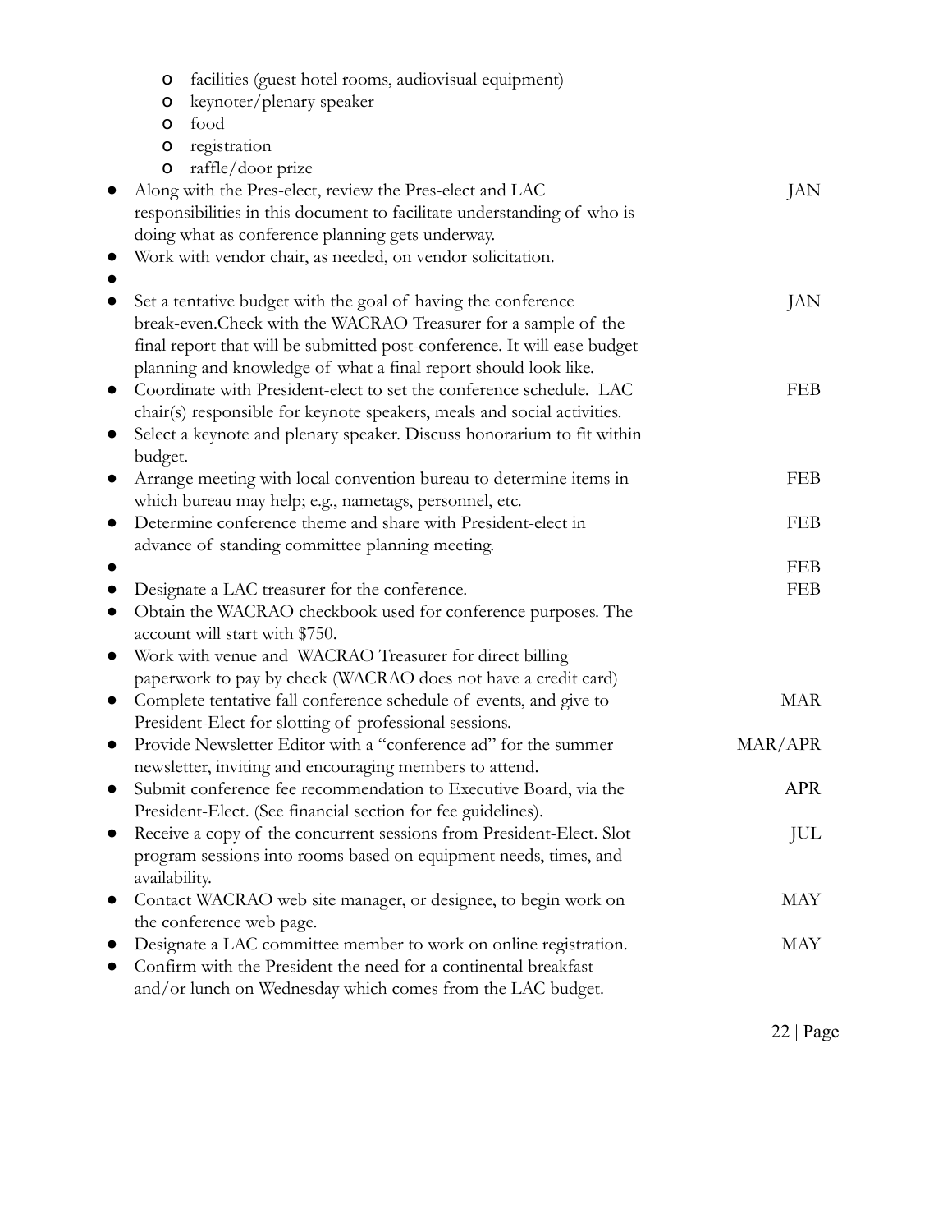- facilities (guest hotel rooms, audiovisual equipment)
  - keynoter/plenary speaker
  - food
  - registration
  - raffle/door prize

| Task | Month |
|---|---|
| Along with the Pres-elect, review the Pres-elect and LAC responsibilities in this document to facilitate understanding of who is doing what as conference planning gets underway. | JAN |
| Work with vendor chair, as needed, on vendor solicitation. | |
| | |
| Set a tentative budget with the goal of having the conference break-even.Check with the WACRAO Treasurer for a sample of the final report that will be submitted post-conference. It will ease budget planning and knowledge of what a final report should look like. | JAN |
| Coordinate with President-elect to set the conference schedule. LAC chair(s) responsible for keynote speakers, meals and social activities. | FEB |
| Select a keynote and plenary speaker. Discuss honorarium to fit within budget. | |
| Arrange meeting with local convention bureau to determine items in which bureau may help; e.g., nametags, personnel, etc. | FEB |
| Determine conference theme and share with President-elect in advance of standing committee planning meeting. | FEB |
| | FEB |
| Designate a LAC treasurer for the conference. | FEB |
| Obtain the WACRAO checkbook used for conference purposes. The account will start with $750. | |
| Work with venue and WACRAO Treasurer for direct billing paperwork to pay by check (WACRAO does not have a credit card) | |
| Complete tentative fall conference schedule of events, and give to President-Elect for slotting of professional sessions. | MAR |
| Provide Newsletter Editor with a "conference ad" for the summer newsletter, inviting and encouraging members to attend. | MAR/APR |
| Submit conference fee recommendation to Executive Board, via the President-Elect. (See financial section for fee guidelines). | APR |
| Receive a copy of the concurrent sessions from President-Elect. Slot program sessions into rooms based on equipment needs, times, and availability. | JUL |
| Contact WACRAO web site manager, or designee, to begin work on the conference web page. | MAY |
| Designate a LAC committee member to work on online registration. | MAY |
| Confirm with the President the need for a continental breakfast and/or lunch on Wednesday which comes from the LAC budget. | |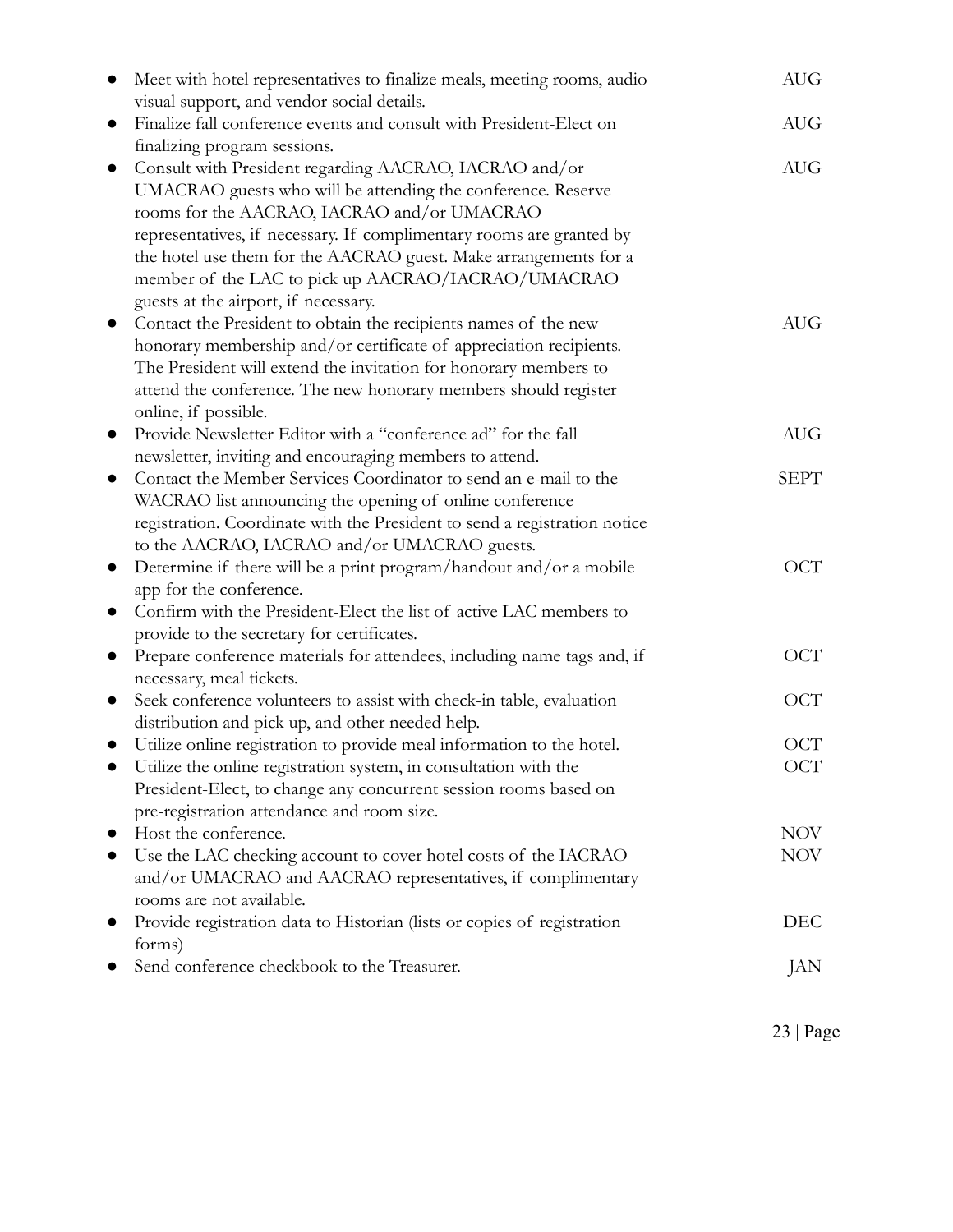- Meet with hotel representatives to finalize meals, meeting rooms, audio visual support, and vendor social details. AUG
- Finalize fall conference events and consult with President-Elect on finalizing program sessions. AUG
- Consult with President regarding AACRAO, IACRAO and/or UMACRAO guests who will be attending the conference. Reserve rooms for the AACRAO, IACRAO and/or UMACRAO representatives, if necessary. If complimentary rooms are granted by the hotel use them for the AACRAO guest. Make arrangements for a member of the LAC to pick up AACRAO/IACRAO/UMACRAO guests at the airport, if necessary. AUG
- Contact the President to obtain the recipients names of the new honorary membership and/or certificate of appreciation recipients. The President will extend the invitation for honorary members to attend the conference. The new honorary members should register online, if possible. AUG
- Provide Newsletter Editor with a "conference ad" for the fall newsletter, inviting and encouraging members to attend. AUG
- Contact the Member Services Coordinator to send an e-mail to the WACRAO list announcing the opening of online conference registration. Coordinate with the President to send a registration notice to the AACRAO, IACRAO and/or UMACRAO guests. SEPT
- Determine if there will be a print program/handout and/or a mobile app for the conference. OCT
- Confirm with the President-Elect the list of active LAC members to provide to the secretary for certificates.
- Prepare conference materials for attendees, including name tags and, if necessary, meal tickets. OCT
- Seek conference volunteers to assist with check-in table, evaluation distribution and pick up, and other needed help. OCT
- Utilize online registration to provide meal information to the hotel. OCT
- Utilize the online registration system, in consultation with the President-Elect, to change any concurrent session rooms based on pre-registration attendance and room size. OCT
- Host the conference. NOV
- Use the LAC checking account to cover hotel costs of the IACRAO and/or UMACRAO and AACRAO representatives, if complimentary rooms are not available. NOV
- Provide registration data to Historian (lists or copies of registration forms) DEC
- Send conference checkbook to the Treasurer. JAN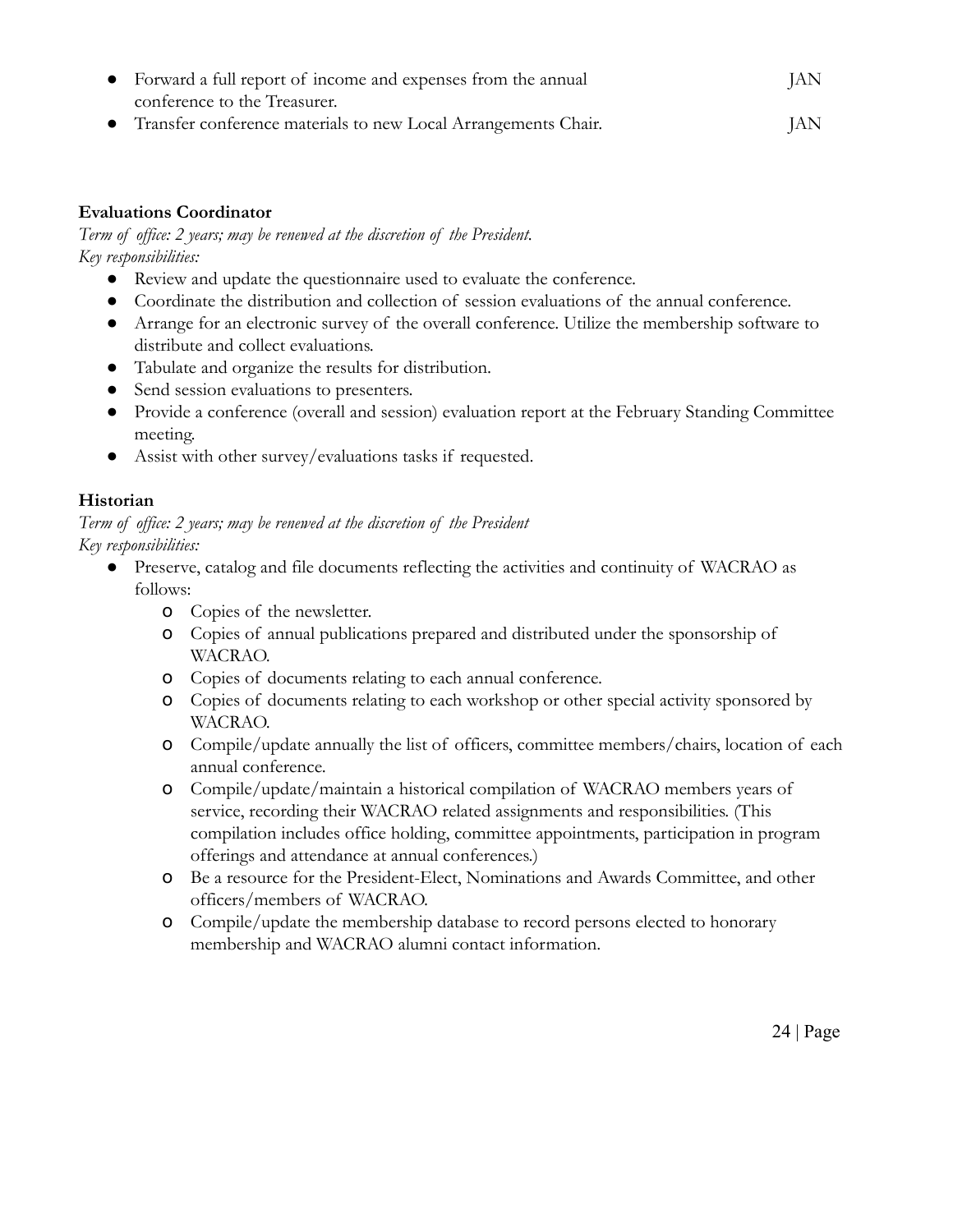- Forward a full report of income and expenses from the annual conference to the Treasurer. JAN
- Transfer conference materials to new Local Arrangements Chair. JAN

**Evaluations Coordinator**

*Term of office: 2 years; may be renewed at the discretion of the President.*
*Key responsibilities:*

- Review and update the questionnaire used to evaluate the conference.
- Coordinate the distribution and collection of session evaluations of the annual conference.
- Arrange for an electronic survey of the overall conference. Utilize the membership software to distribute and collect evaluations.
- Tabulate and organize the results for distribution.
- Send session evaluations to presenters.
- Provide a conference (overall and session) evaluation report at the February Standing Committee meeting.
- Assist with other survey/evaluations tasks if requested.

**Historian**

*Term of office: 2 years; may be renewed at the discretion of the President*
*Key responsibilities:*

- Preserve, catalog and file documents reflecting the activities and continuity of WACRAO as follows:
  - Copies of the newsletter.
  - Copies of annual publications prepared and distributed under the sponsorship of WACRAO.
  - Copies of documents relating to each annual conference.
  - Copies of documents relating to each workshop or other special activity sponsored by WACRAO.
  - Compile/update annually the list of officers, committee members/chairs, location of each annual conference.
  - Compile/update/maintain a historical compilation of WACRAO members years of service, recording their WACRAO related assignments and responsibilities. (This compilation includes office holding, committee appointments, participation in program offerings and attendance at annual conferences.)
  - Be a resource for the President-Elect, Nominations and Awards Committee, and other officers/members of WACRAO.
  - Compile/update the membership database to record persons elected to honorary membership and WACRAO alumni contact information.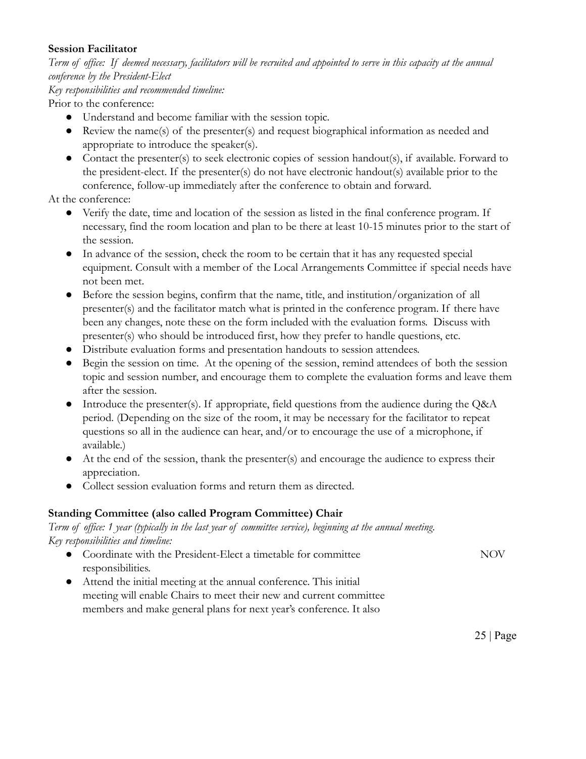**Session Facilitator**

*Term of office: If deemed necessary, facilitators will be recruited and appointed to serve in this capacity at the annual conference by the President-Elect*

*Key responsibilities and recommended timeline:*

Prior to the conference:

- Understand and become familiar with the session topic.
- Review the name(s) of the presenter(s) and request biographical information as needed and appropriate to introduce the speaker(s).
- Contact the presenter(s) to seek electronic copies of session handout(s), if available. Forward to the president-elect. If the presenter(s) do not have electronic handout(s) available prior to the conference, follow-up immediately after the conference to obtain and forward.

At the conference:

- Verify the date, time and location of the session as listed in the final conference program. If necessary, find the room location and plan to be there at least 10-15 minutes prior to the start of the session.
- In advance of the session, check the room to be certain that it has any requested special equipment. Consult with a member of the Local Arrangements Committee if special needs have not been met.
- Before the session begins, confirm that the name, title, and institution/organization of all presenter(s) and the facilitator match what is printed in the conference program. If there have been any changes, note these on the form included with the evaluation forms. Discuss with presenter(s) who should be introduced first, how they prefer to handle questions, etc.
- Distribute evaluation forms and presentation handouts to session attendees.
- Begin the session on time. At the opening of the session, remind attendees of both the session topic and session number, and encourage them to complete the evaluation forms and leave them after the session.
- Introduce the presenter(s). If appropriate, field questions from the audience during the Q&A period. (Depending on the size of the room, it may be necessary for the facilitator to repeat questions so all in the audience can hear, and/or to encourage the use of a microphone, if available.)
- At the end of the session, thank the presenter(s) and encourage the audience to express their appreciation.
- Collect session evaluation forms and return them as directed.

**Standing Committee (also called Program Committee) Chair**

*Term of office: 1 year (typically in the last year of committee service), beginning at the annual meeting.*

*Key responsibilities and timeline:*

- Coordinate with the President-Elect a timetable for committee responsibilities. NOV
- Attend the initial meeting at the annual conference. This initial meeting will enable Chairs to meet their new and current committee members and make general plans for next year's conference. It also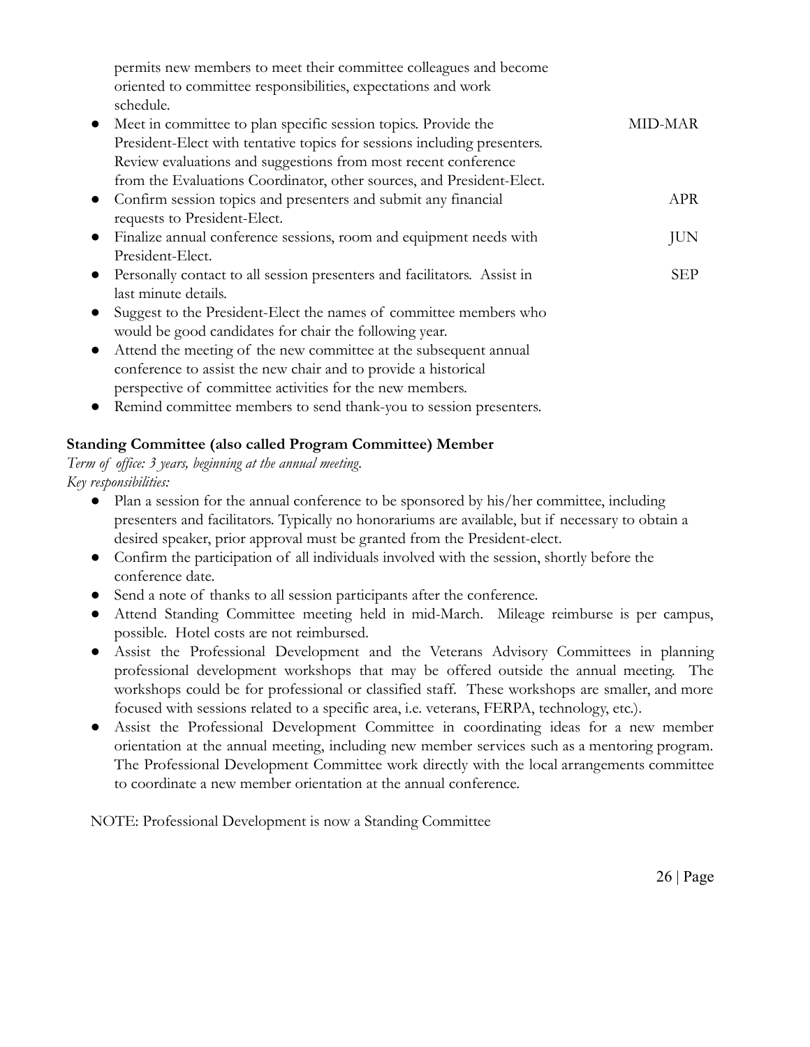permits new members to meet their committee colleagues and become oriented to committee responsibilities, expectations and work schedule.

- Meet in committee to plan specific session topics. Provide the President-Elect with tentative topics for sessions including presenters. Review evaluations and suggestions from most recent conference from the Evaluations Coordinator, other sources, and President-Elect. — MID-MAR
- Confirm session topics and presenters and submit any financial requests to President-Elect. — APR
- Finalize annual conference sessions, room and equipment needs with President-Elect. — JUN
- Personally contact to all session presenters and facilitators. Assist in last minute details. — SEP
- Suggest to the President-Elect the names of committee members who would be good candidates for chair the following year.
- Attend the meeting of the new committee at the subsequent annual conference to assist the new chair and to provide a historical perspective of committee activities for the new members.
- Remind committee members to send thank-you to session presenters.

**Standing Committee (also called Program Committee) Member**

*Term of office: 3 years, beginning at the annual meeting.*

*Key responsibilities:*

- Plan a session for the annual conference to be sponsored by his/her committee, including presenters and facilitators. Typically no honorariums are available, but if necessary to obtain a desired speaker, prior approval must be granted from the President-elect.
- Confirm the participation of all individuals involved with the session, shortly before the conference date.
- Send a note of thanks to all session participants after the conference.
- Attend Standing Committee meeting held in mid-March. Mileage reimburse is per campus, possible. Hotel costs are not reimbursed.
- Assist the Professional Development and the Veterans Advisory Committees in planning professional development workshops that may be offered outside the annual meeting. The workshops could be for professional or classified staff. These workshops are smaller, and more focused with sessions related to a specific area, i.e. veterans, FERPA, technology, etc.).
- Assist the Professional Development Committee in coordinating ideas for a new member orientation at the annual meeting, including new member services such as a mentoring program. The Professional Development Committee work directly with the local arrangements committee to coordinate a new member orientation at the annual conference.

NOTE: Professional Development is now a Standing Committee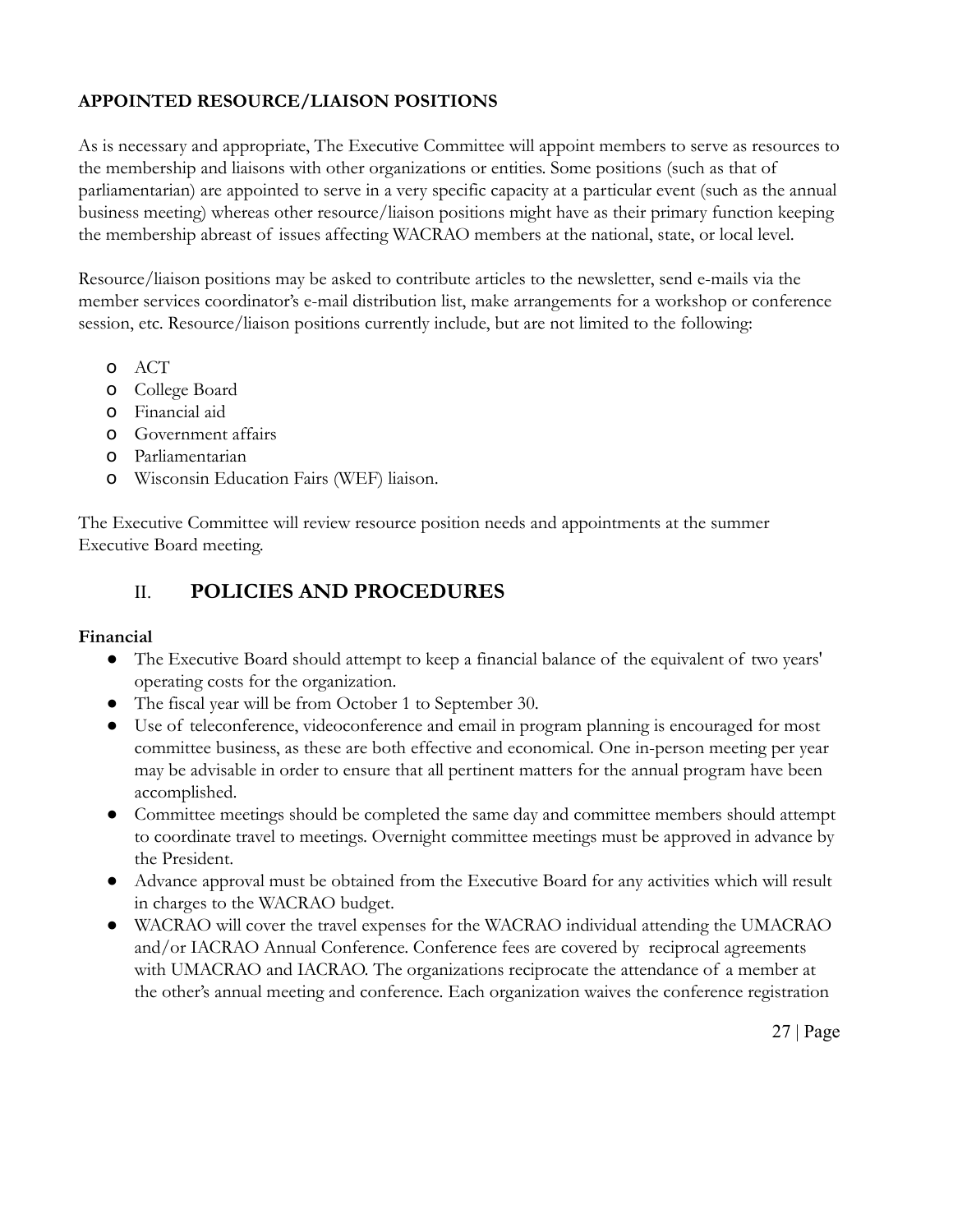### APPOINTED RESOURCE/LIAISON POSITIONS

As is necessary and appropriate, The Executive Committee will appoint members to serve as resources to the membership and liaisons with other organizations or entities. Some positions (such as that of parliamentarian) are appointed to serve in a very specific capacity at a particular event (such as the annual business meeting) whereas other resource/liaison positions might have as their primary function keeping the membership abreast of issues affecting WACRAO members at the national, state, or local level.

Resource/liaison positions may be asked to contribute articles to the newsletter, send e-mails via the member services coordinator's e-mail distribution list, make arrangements for a workshop or conference session, etc. Resource/liaison positions currently include, but are not limited to the following:

- ACT
- College Board
- Financial aid
- Government affairs
- Parliamentarian
- Wisconsin Education Fairs (WEF) liaison.

The Executive Committee will review resource position needs and appointments at the summer Executive Board meeting.

## II. POLICIES AND PROCEDURES

**Financial**

- The Executive Board should attempt to keep a financial balance of the equivalent of two years' operating costs for the organization.
- The fiscal year will be from October 1 to September 30.
- Use of teleconference, videoconference and email in program planning is encouraged for most committee business, as these are both effective and economical. One in-person meeting per year may be advisable in order to ensure that all pertinent matters for the annual program have been accomplished.
- Committee meetings should be completed the same day and committee members should attempt to coordinate travel to meetings. Overnight committee meetings must be approved in advance by the President.
- Advance approval must be obtained from the Executive Board for any activities which will result in charges to the WACRAO budget.
- WACRAO will cover the travel expenses for the WACRAO individual attending the UMACRAO and/or IACRAO Annual Conference. Conference fees are covered by reciprocal agreements with UMACRAO and IACRAO. The organizations reciprocate the attendance of a member at the other's annual meeting and conference. Each organization waives the conference registration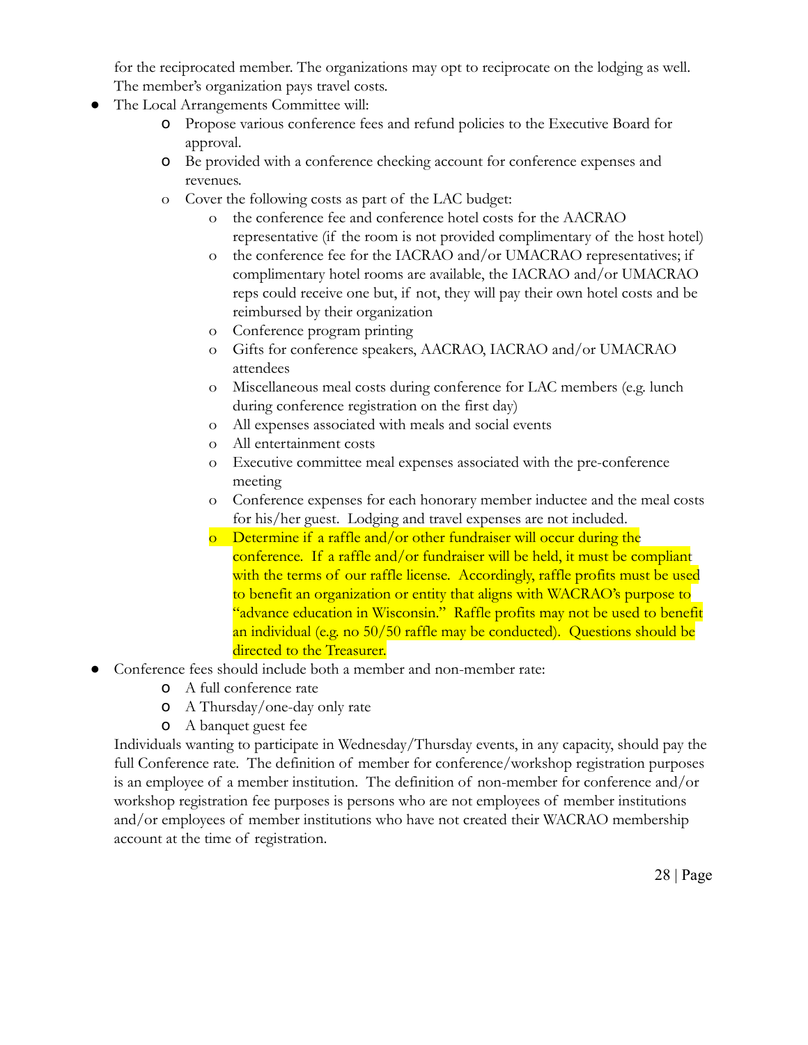for the reciprocated member. The organizations may opt to reciprocate on the lodging as well. The member's organization pays travel costs.

- The Local Arrangements Committee will:
  - Propose various conference fees and refund policies to the Executive Board for approval.
  - Be provided with a conference checking account for conference expenses and revenues.
  - Cover the following costs as part of the LAC budget:
    - the conference fee and conference hotel costs for the AACRAO representative (if the room is not provided complimentary of the host hotel)
    - the conference fee for the IACRAO and/or UMACRAO representatives; if complimentary hotel rooms are available, the IACRAO and/or UMACRAO reps could receive one but, if not, they will pay their own hotel costs and be reimbursed by their organization
    - Conference program printing
    - Gifts for conference speakers, AACRAO, IACRAO and/or UMACRAO attendees
    - Miscellaneous meal costs during conference for LAC members (e.g. lunch during conference registration on the first day)
    - All expenses associated with meals and social events
    - All entertainment costs
    - Executive committee meal expenses associated with the pre-conference meeting
    - Conference expenses for each honorary member inductee and the meal costs for his/her guest. Lodging and travel expenses are not included.
    - Determine if a raffle and/or other fundraiser will occur during the conference. If a raffle and/or fundraiser will be held, it must be compliant with the terms of our raffle license. Accordingly, raffle profits must be used to benefit an organization or entity that aligns with WACRAO's purpose to "advance education in Wisconsin." Raffle profits may not be used to benefit an individual (e.g. no 50/50 raffle may be conducted). Questions should be directed to the Treasurer.
- Conference fees should include both a member and non-member rate:
  - A full conference rate
  - A Thursday/one-day only rate
  - A banquet guest fee

Individuals wanting to participate in Wednesday/Thursday events, in any capacity, should pay the full Conference rate. The definition of member for conference/workshop registration purposes is an employee of a member institution. The definition of non-member for conference and/or workshop registration fee purposes is persons who are not employees of member institutions and/or employees of member institutions who have not created their WACRAO membership account at the time of registration.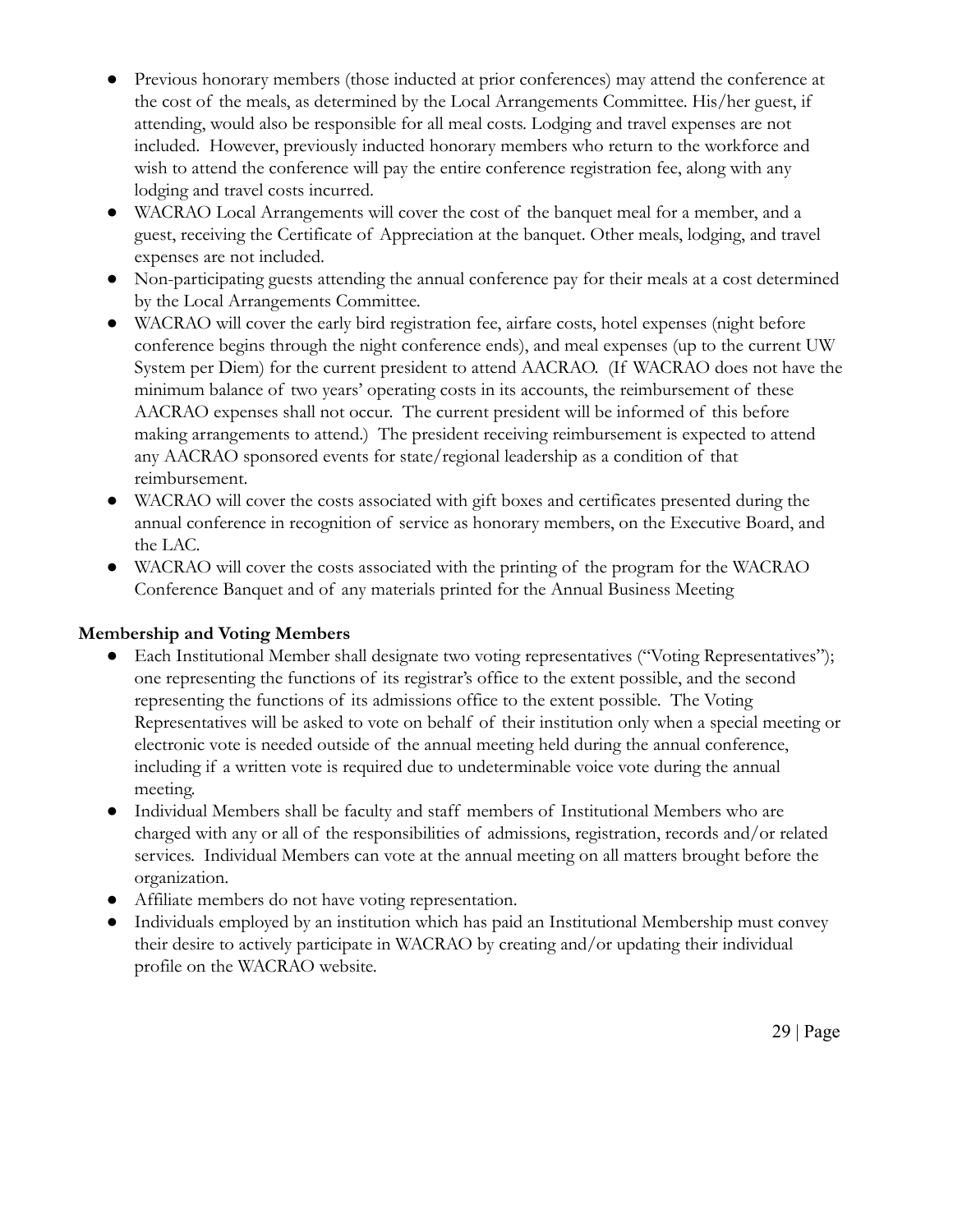- Previous honorary members (those inducted at prior conferences) may attend the conference at the cost of the meals, as determined by the Local Arrangements Committee. His/her guest, if attending, would also be responsible for all meal costs. Lodging and travel expenses are not included. However, previously inducted honorary members who return to the workforce and wish to attend the conference will pay the entire conference registration fee, along with any lodging and travel costs incurred.
- WACRAO Local Arrangements will cover the cost of the banquet meal for a member, and a guest, receiving the Certificate of Appreciation at the banquet. Other meals, lodging, and travel expenses are not included.
- Non-participating guests attending the annual conference pay for their meals at a cost determined by the Local Arrangements Committee.
- WACRAO will cover the early bird registration fee, airfare costs, hotel expenses (night before conference begins through the night conference ends), and meal expenses (up to the current UW System per Diem) for the current president to attend AACRAO. (If WACRAO does not have the minimum balance of two years' operating costs in its accounts, the reimbursement of these AACRAO expenses shall not occur. The current president will be informed of this before making arrangements to attend.) The president receiving reimbursement is expected to attend any AACRAO sponsored events for state/regional leadership as a condition of that reimbursement.
- WACRAO will cover the costs associated with gift boxes and certificates presented during the annual conference in recognition of service as honorary members, on the Executive Board, and the LAC.
- WACRAO will cover the costs associated with the printing of the program for the WACRAO Conference Banquet and of any materials printed for the Annual Business Meeting

**Membership and Voting Members**

- Each Institutional Member shall designate two voting representatives ("Voting Representatives"); one representing the functions of its registrar's office to the extent possible, and the second representing the functions of its admissions office to the extent possible. The Voting Representatives will be asked to vote on behalf of their institution only when a special meeting or electronic vote is needed outside of the annual meeting held during the annual conference, including if a written vote is required due to undeterminable voice vote during the annual meeting.
- Individual Members shall be faculty and staff members of Institutional Members who are charged with any or all of the responsibilities of admissions, registration, records and/or related services. Individual Members can vote at the annual meeting on all matters brought before the organization.
- Affiliate members do not have voting representation.
- Individuals employed by an institution which has paid an Institutional Membership must convey their desire to actively participate in WACRAO by creating and/or updating their individual profile on the WACRAO website.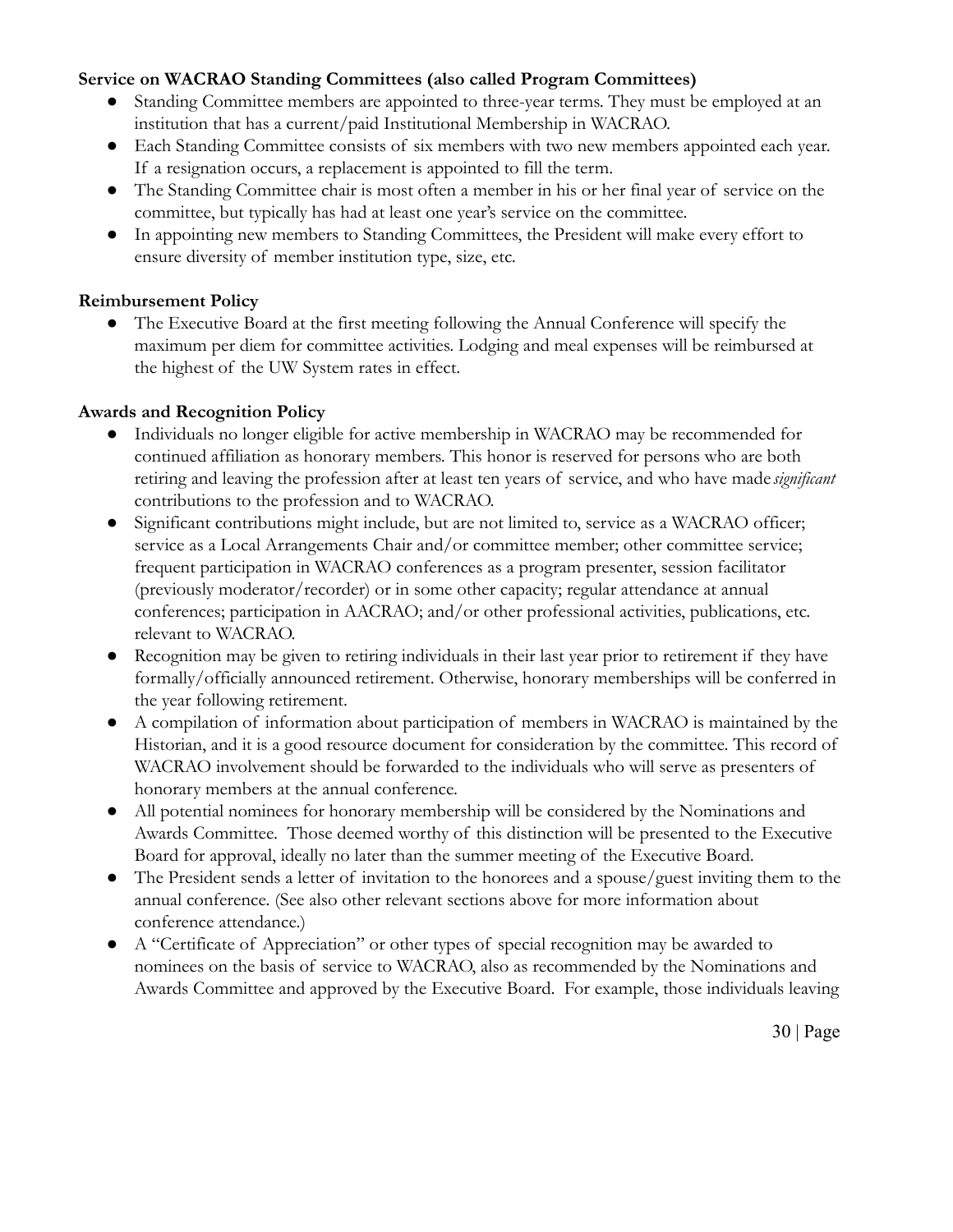**Service on WACRAO Standing Committees (also called Program Committees)**

- Standing Committee members are appointed to three-year terms. They must be employed at an institution that has a current/paid Institutional Membership in WACRAO.
- Each Standing Committee consists of six members with two new members appointed each year. If a resignation occurs, a replacement is appointed to fill the term.
- The Standing Committee chair is most often a member in his or her final year of service on the committee, but typically has had at least one year's service on the committee.
- In appointing new members to Standing Committees, the President will make every effort to ensure diversity of member institution type, size, etc.

**Reimbursement Policy**

- The Executive Board at the first meeting following the Annual Conference will specify the maximum per diem for committee activities. Lodging and meal expenses will be reimbursed at the highest of the UW System rates in effect.

**Awards and Recognition Policy**

- Individuals no longer eligible for active membership in WACRAO may be recommended for continued affiliation as honorary members. This honor is reserved for persons who are both retiring and leaving the profession after at least ten years of service, and who have made *significant* contributions to the profession and to WACRAO.
- Significant contributions might include, but are not limited to, service as a WACRAO officer; service as a Local Arrangements Chair and/or committee member; other committee service; frequent participation in WACRAO conferences as a program presenter, session facilitator (previously moderator/recorder) or in some other capacity; regular attendance at annual conferences; participation in AACRAO; and/or other professional activities, publications, etc. relevant to WACRAO.
- Recognition may be given to retiring individuals in their last year prior to retirement if they have formally/officially announced retirement. Otherwise, honorary memberships will be conferred in the year following retirement.
- A compilation of information about participation of members in WACRAO is maintained by the Historian, and it is a good resource document for consideration by the committee. This record of WACRAO involvement should be forwarded to the individuals who will serve as presenters of honorary members at the annual conference.
- All potential nominees for honorary membership will be considered by the Nominations and Awards Committee. Those deemed worthy of this distinction will be presented to the Executive Board for approval, ideally no later than the summer meeting of the Executive Board.
- The President sends a letter of invitation to the honorees and a spouse/guest inviting them to the annual conference. (See also other relevant sections above for more information about conference attendance.)
- A "Certificate of Appreciation" or other types of special recognition may be awarded to nominees on the basis of service to WACRAO, also as recommended by the Nominations and Awards Committee and approved by the Executive Board. For example, those individuals leaving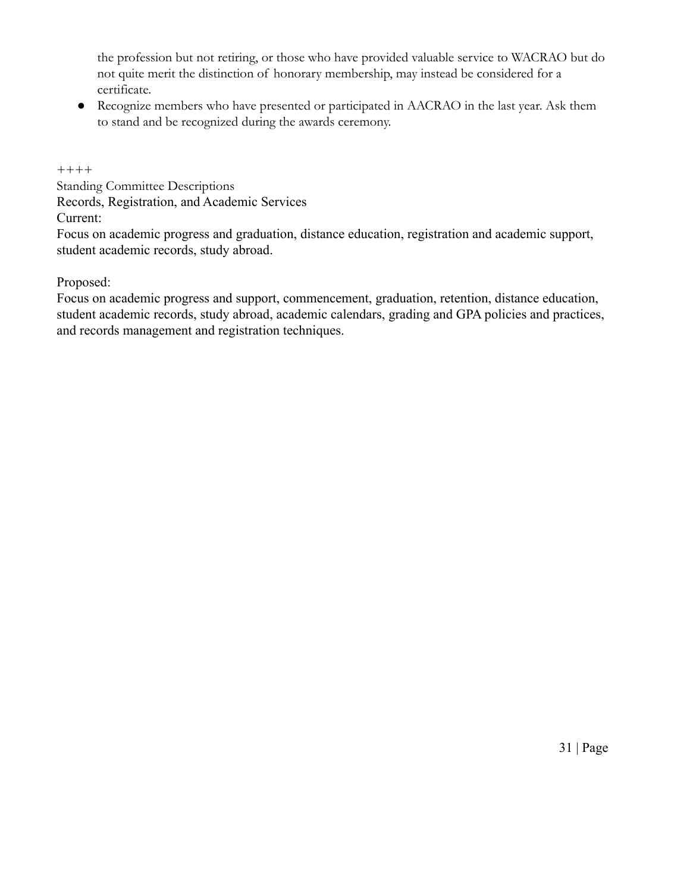the profession but not retiring, or those who have provided valuable service to WACRAO but do not quite merit the distinction of honorary membership, may instead be considered for a certificate.

- Recognize members who have presented or participated in AACRAO in the last year. Ask them to stand and be recognized during the awards ceremony.

++++

Standing Committee Descriptions

Records, Registration, and Academic Services

Current:

Focus on academic progress and graduation, distance education, registration and academic support, student academic records, study abroad.

Proposed:

Focus on academic progress and support, commencement, graduation, retention, distance education, student academic records, study abroad, academic calendars, grading and GPA policies and practices, and records management and registration techniques.